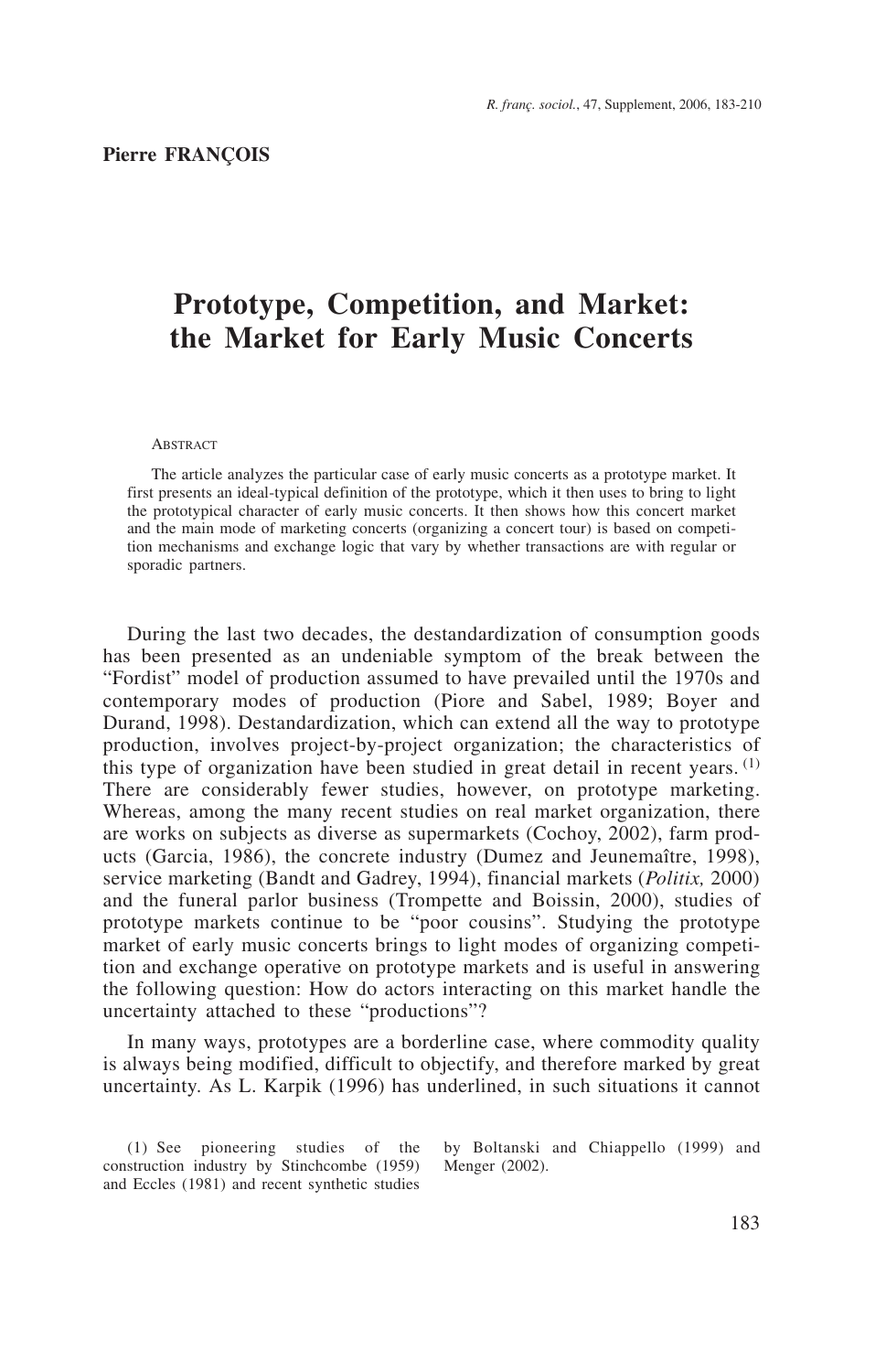**Pierre FRANÇOIS**

# Prototype, Competition, and Market: the Market for Early Music Concerts

Abstract

The article analyzes the particular case of early music concerts as a prototype market. It first presents an ideal-typical definition of the prototype, which it then uses to bring to light the prototypical character of early music concerts. It then shows how this concert market and the main mode of marketing concerts (organizing a concert tour) is based on competition mechanisms and exchange logic that vary by whether transactions are with regular or sporadic partners.

During the last two decades, the destandardization of consumption goods has been presented as an undeniable symptom of the break between the "Fordist" model of production assumed to have prevailed until the 1970s and contemporary modes of production (Piore and Sabel, 1989; Boyer and Durand, 1998). Destandardization, which can extend all the way to prototype production, involves project-by-project organization; the characteristics of this type of organization have been studied in great detail in recent years. [(1)] There are considerably fewer studies, however, on prototype marketing. Whereas, among the many recent studies on real market organization, there are works on subjects as diverse as supermarkets (Cochoy, 2002), farm products (Garcia, 1986), the concrete industry (Dumez and Jeunemaître, 1998), service marketing (Bandt and Gadrey, 1994), financial markets (*Politix,* 2000) and the funeral parlor business (Trompette and Boissin, 2000), studies of prototype markets continue to be "poor cousins". Studying the prototype market of early music concerts brings to light modes of organizing competition and exchange operative on prototype markets and is useful in answering the following question: How do actors interacting on this market handle the uncertainty attached to these "productions"?

In many ways, prototypes are a borderline case, where commodity quality is always being modified, difficult to objectify, and therefore marked by great uncertainty. As L. Karpik (1996) has underlined, in such situations it cannot

(1) See pioneering studies of the construction industry by Stinchcombe (1959) and Eccles (1981) and recent synthetic studies by Boltanski and Chiappello (1999) and Menger (2002).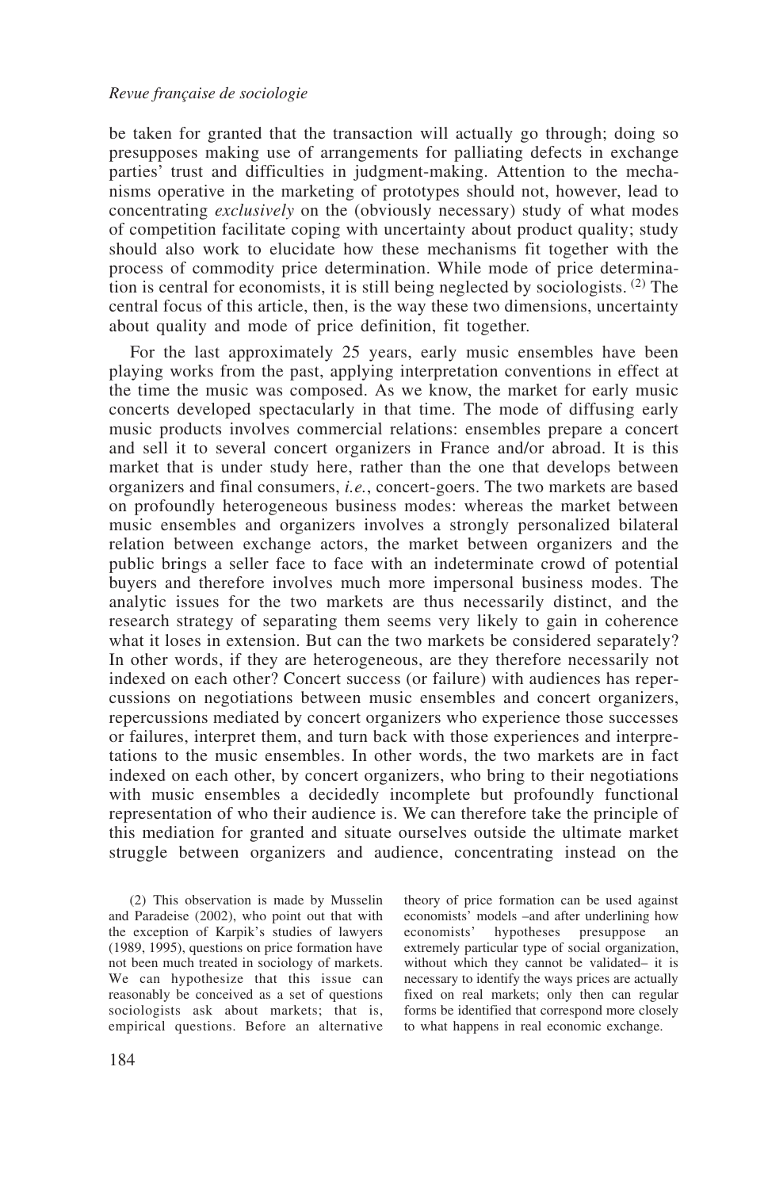be taken for granted that the transaction will actually go through; doing so presupposes making use of arrangements for palliating defects in exchange parties' trust and difficulties in judgment-making. Attention to the mechanisms operative in the marketing of prototypes should not, however, lead to concentrating *exclusively* on the (obviously necessary) study of what modes of competition facilitate coping with uncertainty about product quality; study should also work to elucidate how these mechanisms fit together with the process of commodity price determination. While mode of price determination is central for economists, it is still being neglected by sociologists. (2) The central focus of this article, then, is the way these two dimensions, uncertainty about quality and mode of price definition, fit together.

For the last approximately 25 years, early music ensembles have been playing works from the past, applying interpretation conventions in effect at the time the music was composed. As we know, the market for early music concerts developed spectacularly in that time. The mode of diffusing early music products involves commercial relations: ensembles prepare a concert and sell it to several concert organizers in France and/or abroad. It is this market that is under study here, rather than the one that develops between organizers and final consumers, *i.e.*, concert-goers. The two markets are based on profoundly heterogeneous business modes: whereas the market between music ensembles and organizers involves a strongly personalized bilateral relation between exchange actors, the market between organizers and the public brings a seller face to face with an indeterminate crowd of potential buyers and therefore involves much more impersonal business modes. The analytic issues for the two markets are thus necessarily distinct, and the research strategy of separating them seems very likely to gain in coherence what it loses in extension. But can the two markets be considered separately? In other words, if they are heterogeneous, are they therefore necessarily not indexed on each other? Concert success (or failure) with audiences has repercussions on negotiations between music ensembles and concert organizers, repercussions mediated by concert organizers who experience those successes or failures, interpret them, and turn back with those experiences and interpretations to the music ensembles. In other words, the two markets are in fact indexed on each other, by concert organizers, who bring to their negotiations with music ensembles a decidedly incomplete but profoundly functional representation of who their audience is. We can therefore take the principle of this mediation for granted and situate ourselves outside the ultimate market struggle between organizers and audience, concentrating instead on the

(2) This observation is made by Musselin and Paradeise (2002), who point out that with the exception of Karpik's studies of lawyers (1989, 1995), questions on price formation have not been much treated in sociology of markets. We can hypothesize that this issue can reasonably be conceived as a set of questions sociologists ask about markets; that is, empirical questions. Before an alternative theory of price formation can be used against economists' models –and after underlining how economists' hypotheses presuppose an extremely particular type of social organization, without which they cannot be validated– it is necessary to identify the ways prices are actually fixed on real markets; only then can regular forms be identified that correspond more closely to what happens in real economic exchange.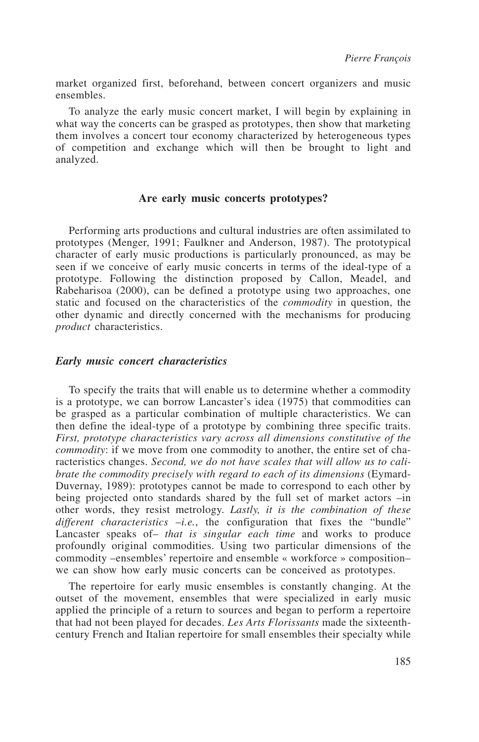market organized first, beforehand, between concert organizers and music ensembles.

To analyze the early music concert market, I will begin by explaining in what way the concerts can be grasped as prototypes, then show that marketing them involves a concert tour economy characterized by heterogeneous types of competition and exchange which will then be brought to light and analyzed.

## Are early music concerts prototypes?

Performing arts productions and cultural industries are often assimilated to prototypes (Menger, 1991; Faulkner and Anderson, 1987). The prototypical character of early music productions is particularly pronounced, as may be seen if we conceive of early music concerts in terms of the ideal-type of a prototype. Following the distinction proposed by Callon, Meadel, and Rabeharisoa (2000), can be defined a prototype using two approaches, one static and focused on the characteristics of the *commodity* in question, the other dynamic and directly concerned with the mechanisms for producing *product* characteristics.

### *Early music concert characteristics*

To specify the traits that will enable us to determine whether a commodity is a prototype, we can borrow Lancaster's idea (1975) that commodities can be grasped as a particular combination of multiple characteristics. We can then define the ideal-type of a prototype by combining three specific traits. *First, prototype characteristics vary across all dimensions constitutive of the commodity*: if we move from one commodity to another, the entire set of characteristics changes. *Second, we do not have scales that will allow us to calibrate the commodity precisely with regard to each of its dimensions* (Eymard-Duvernay, 1989): prototypes cannot be made to correspond to each other by being projected onto standards shared by the full set of market actors –in other words, they resist metrology. *Lastly, it is the combination of these different characteristics –i.e.*, the configuration that fixes the "bundle" Lancaster speaks of– *that is singular each time* and works to produce profoundly original commodities. Using two particular dimensions of the commodity –ensembles' repertoire and ensemble « workforce » composition– we can show how early music concerts can be conceived as prototypes.

The repertoire for early music ensembles is constantly changing. At the outset of the movement, ensembles that were specialized in early music applied the principle of a return to sources and began to perform a repertoire that had not been played for decades. *Les Arts Florissants* made the sixteenth-century French and Italian repertoire for small ensembles their specialty while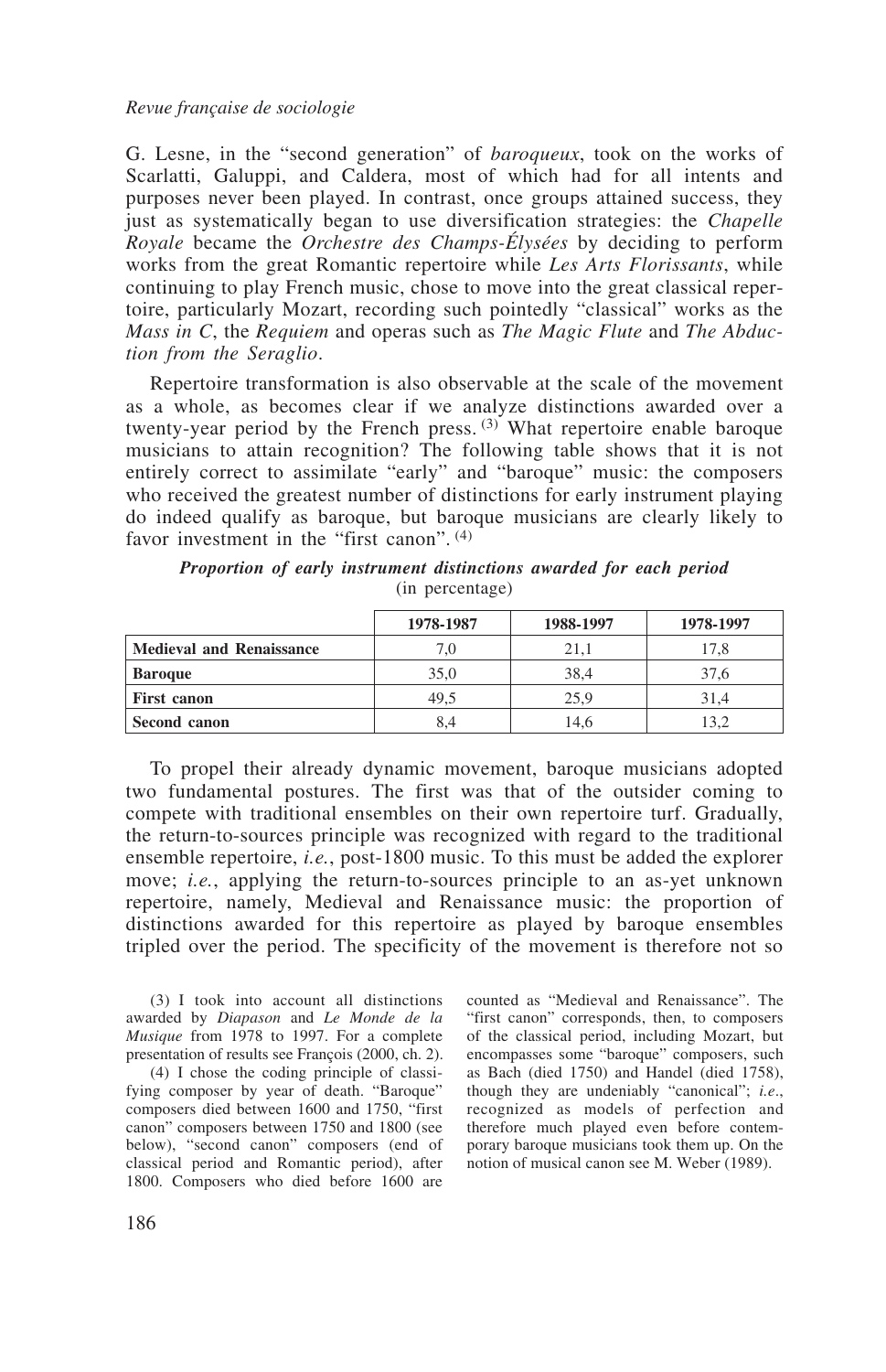G. Lesne, in the "second generation" of *baroqueux*, took on the works of Scarlatti, Galuppi, and Caldera, most of which had for all intents and purposes never been played. In contrast, once groups attained success, they just as systematically began to use diversification strategies: the *Chapelle Royale* became the *Orchestre des Champs-Élysées* by deciding to perform works from the great Romantic repertoire while *Les Arts Florissants*, while continuing to play French music, chose to move into the great classical repertoire, particularly Mozart, recording such pointedly "classical" works as the *Mass in C*, the *Requiem* and operas such as *The Magic Flute* and *The Abduction from the Seraglio*.

Repertoire transformation is also observable at the scale of the movement as a whole, as becomes clear if we analyze distinctions awarded over a twenty-year period by the French press. (3) What repertoire enable baroque musicians to attain recognition? The following table shows that it is not entirely correct to assimilate "early" and "baroque" music: the composers who received the greatest number of distinctions for early instrument playing do indeed qualify as baroque, but baroque musicians are clearly likely to favor investment in the "first canon". (4)

***Proportion of early instrument distinctions awarded for each period***
(in percentage)

| | 1978-1987 | 1988-1997 | 1978-1997 |
|---|---|---|---|
| **Medieval and Renaissance** | 7,0 | 21,1 | 17,8 |
| **Baroque** | 35,0 | 38,4 | 37,6 |
| **First canon** | 49,5 | 25,9 | 31,4 |
| **Second canon** | 8,4 | 14,6 | 13,2 |

To propel their already dynamic movement, baroque musicians adopted two fundamental postures. The first was that of the outsider coming to compete with traditional ensembles on their own repertoire turf. Gradually, the return-to-sources principle was recognized with regard to the traditional ensemble repertoire, *i.e.*, post-1800 music. To this must be added the explorer move; *i.e.*, applying the return-to-sources principle to an as-yet unknown repertoire, namely, Medieval and Renaissance music: the proportion of distinctions awarded for this repertoire as played by baroque ensembles tripled over the period. The specificity of the movement is therefore not so

(3) I took into account all distinctions awarded by *Diapason* and *Le Monde de la Musique* from 1978 to 1997. For a complete presentation of results see François (2000, ch. 2).

(4) I chose the coding principle of classifying composer by year of death. "Baroque" composers died between 1600 and 1750, "first canon" composers between 1750 and 1800 (see below), "second canon" composers (end of classical period and Romantic period), after 1800. Composers who died before 1600 are counted as "Medieval and Renaissance". The "first canon" corresponds, then, to composers of the classical period, including Mozart, but encompasses some "baroque" composers, such as Bach (died 1750) and Handel (died 1758), though they are undeniably "canonical"; *i.e*., recognized as models of perfection and therefore much played even before contemporary baroque musicians took them up. On the notion of musical canon see M. Weber (1989).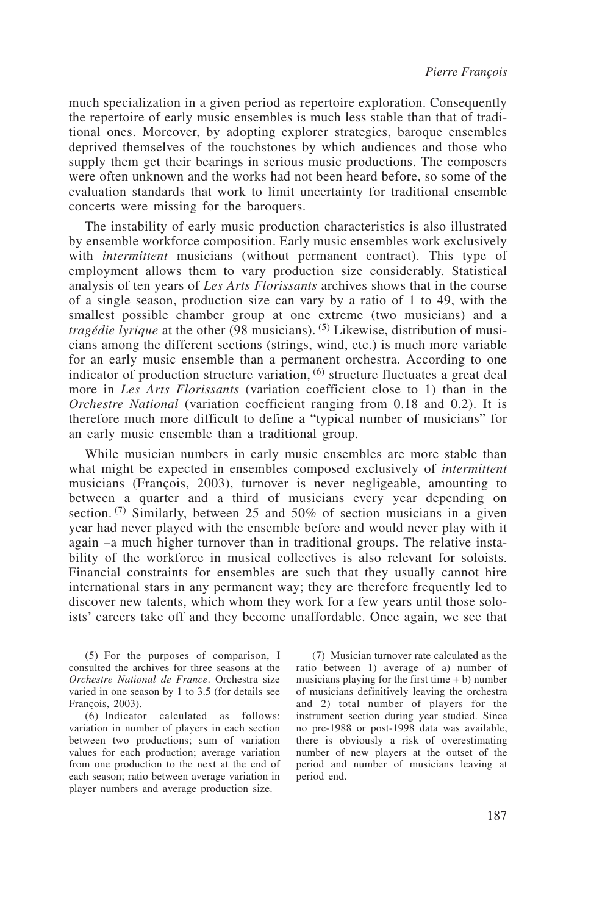much specialization in a given period as repertoire exploration. Consequently the repertoire of early music ensembles is much less stable than that of traditional ones. Moreover, by adopting explorer strategies, baroque ensembles deprived themselves of the touchstones by which audiences and those who supply them get their bearings in serious music productions. The composers were often unknown and the works had not been heard before, so some of the evaluation standards that work to limit uncertainty for traditional ensemble concerts were missing for the baroquers.

The instability of early music production characteristics is also illustrated by ensemble workforce composition. Early music ensembles work exclusively with *intermittent* musicians (without permanent contract). This type of employment allows them to vary production size considerably. Statistical analysis of ten years of *Les Arts Florissants* archives shows that in the course of a single season, production size can vary by a ratio of 1 to 49, with the smallest possible chamber group at one extreme (two musicians) and a *tragédie lyrique* at the other (98 musicians).[5] Likewise, distribution of musicians among the different sections (strings, wind, etc.) is much more variable for an early music ensemble than a permanent orchestra. According to one indicator of production structure variation,[6] structure fluctuates a great deal more in *Les Arts Florissants* (variation coefficient close to 1) than in the *Orchestre National* (variation coefficient ranging from 0.18 and 0.2). It is therefore much more difficult to define a "typical number of musicians" for an early music ensemble than a traditional group.

While musician numbers in early music ensembles are more stable than what might be expected in ensembles composed exclusively of *intermittent* musicians (François, 2003), turnover is never negligeable, amounting to between a quarter and a third of musicians every year depending on section.[7] Similarly, between 25 and 50% of section musicians in a given year had never played with the ensemble before and would never play with it again –a much higher turnover than in traditional groups. The relative instability of the workforce in musical collectives is also relevant for soloists. Financial constraints for ensembles are such that they usually cannot hire international stars in any permanent way; they are therefore frequently led to discover new talents, which whom they work for a few years until those soloists' careers take off and they become unaffordable. Once again, we see that

(5) For the purposes of comparison, I consulted the archives for three seasons at the *Orchestre National de France*. Orchestra size varied in one season by 1 to 3.5 (for details see François, 2003).

(6) Indicator calculated as follows: variation in number of players in each section between two productions; sum of variation values for each production; average variation from one production to the next at the end of each season; ratio between average variation in player numbers and average production size.

(7) Musician turnover rate calculated as the ratio between 1) average of a) number of musicians playing for the first time + b) number of musicians definitively leaving the orchestra and 2) total number of players for the instrument section during year studied. Since no pre-1988 or post-1998 data was available, there is obviously a risk of overestimating number of new players at the outset of the period and number of musicians leaving at period end.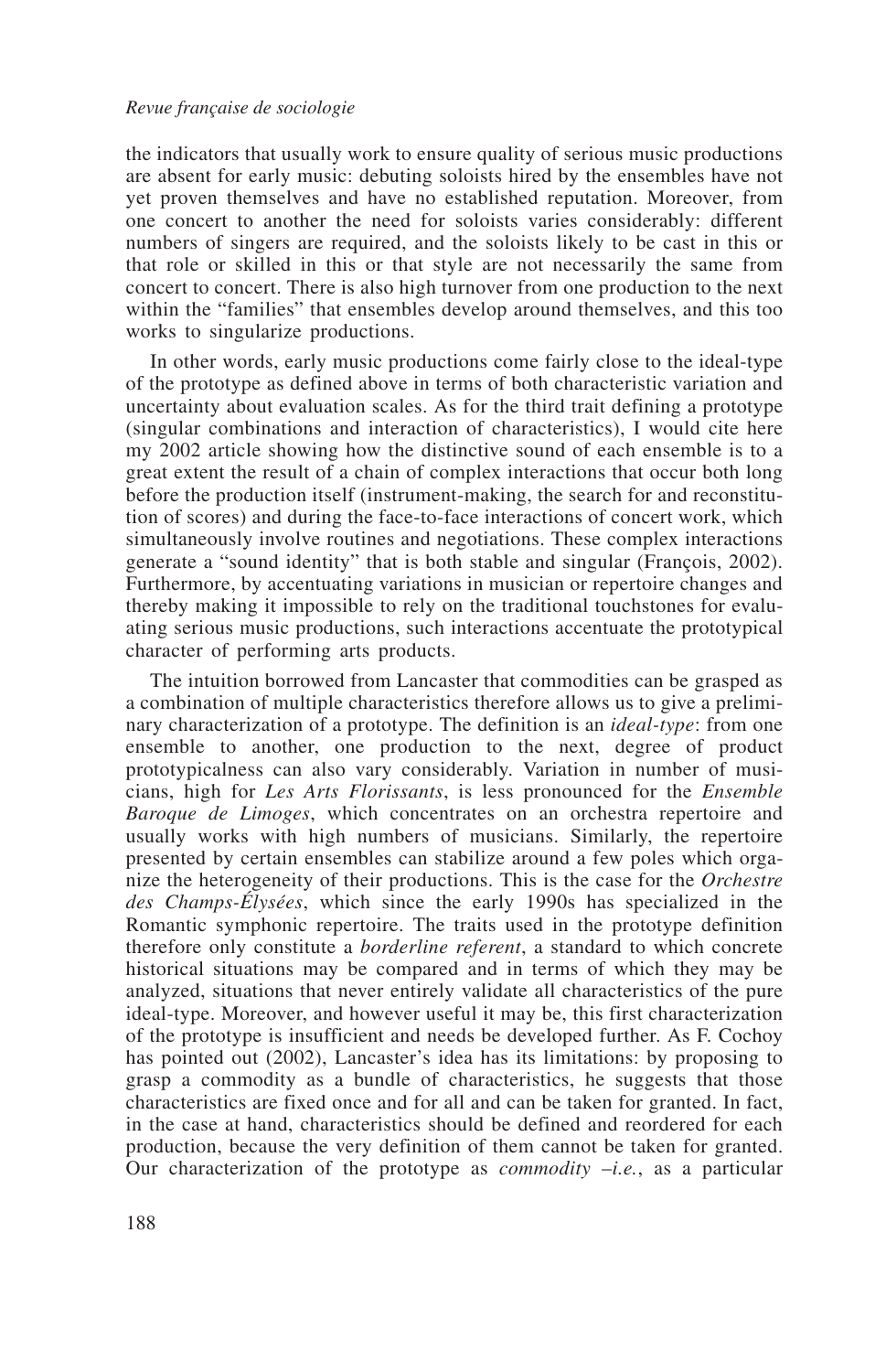the indicators that usually work to ensure quality of serious music productions are absent for early music: debuting soloists hired by the ensembles have not yet proven themselves and have no established reputation. Moreover, from one concert to another the need for soloists varies considerably: different numbers of singers are required, and the soloists likely to be cast in this or that role or skilled in this or that style are not necessarily the same from concert to concert. There is also high turnover from one production to the next within the "families" that ensembles develop around themselves, and this too works to singularize productions.

In other words, early music productions come fairly close to the ideal-type of the prototype as defined above in terms of both characteristic variation and uncertainty about evaluation scales. As for the third trait defining a prototype (singular combinations and interaction of characteristics), I would cite here my 2002 article showing how the distinctive sound of each ensemble is to a great extent the result of a chain of complex interactions that occur both long before the production itself (instrument-making, the search for and reconstitution of scores) and during the face-to-face interactions of concert work, which simultaneously involve routines and negotiations. These complex interactions generate a "sound identity" that is both stable and singular (François, 2002). Furthermore, by accentuating variations in musician or repertoire changes and thereby making it impossible to rely on the traditional touchstones for evaluating serious music productions, such interactions accentuate the prototypical character of performing arts products.

The intuition borrowed from Lancaster that commodities can be grasped as a combination of multiple characteristics therefore allows us to give a preliminary characterization of a prototype. The definition is an *ideal-type*: from one ensemble to another, one production to the next, degree of product prototypicalness can also vary considerably. Variation in number of musicians, high for *Les Arts Florissants*, is less pronounced for the *Ensemble Baroque de Limoges*, which concentrates on an orchestra repertoire and usually works with high numbers of musicians. Similarly, the repertoire presented by certain ensembles can stabilize around a few poles which organize the heterogeneity of their productions. This is the case for the *Orchestre des Champs-Élysées*, which since the early 1990s has specialized in the Romantic symphonic repertoire. The traits used in the prototype definition therefore only constitute a *borderline referent*, a standard to which concrete historical situations may be compared and in terms of which they may be analyzed, situations that never entirely validate all characteristics of the pure ideal-type. Moreover, and however useful it may be, this first characterization of the prototype is insufficient and needs be developed further. As F. Cochoy has pointed out (2002), Lancaster's idea has its limitations: by proposing to grasp a commodity as a bundle of characteristics, he suggests that those characteristics are fixed once and for all and can be taken for granted. In fact, in the case at hand, characteristics should be defined and reordered for each production, because the very definition of them cannot be taken for granted. Our characterization of the prototype as *commodity* –*i.e.*, as a particular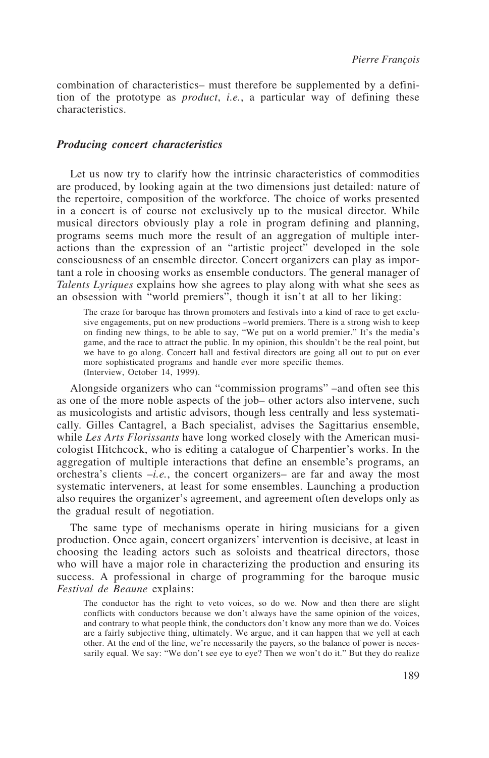combination of characteristics– must therefore be supplemented by a definition of the prototype as *product*, *i.e.*, a particular way of defining these characteristics.

### *Producing concert characteristics*

Let us now try to clarify how the intrinsic characteristics of commodities are produced, by looking again at the two dimensions just detailed: nature of the repertoire, composition of the workforce. The choice of works presented in a concert is of course not exclusively up to the musical director. While musical directors obviously play a role in program defining and planning, programs seems much more the result of an aggregation of multiple interactions than the expression of an "artistic project" developed in the sole consciousness of an ensemble director. Concert organizers can play as important a role in choosing works as ensemble conductors. The general manager of *Talents Lyriques* explains how she agrees to play along with what she sees as an obsession with "world premiers", though it isn't at all to her liking:

> The craze for baroque has thrown promoters and festivals into a kind of race to get exclusive engagements, put on new productions –world premiers. There is a strong wish to keep on finding new things, to be able to say, "We put on a world premier." It's the media's game, and the race to attract the public. In my opinion, this shouldn't be the real point, but we have to go along. Concert hall and festival directors are going all out to put on ever more sophisticated programs and handle ever more specific themes.
> (Interview, October 14, 1999).

Alongside organizers who can "commission programs" –and often see this as one of the more noble aspects of the job– other actors also intervene, such as musicologists and artistic advisors, though less centrally and less systematically. Gilles Cantagrel, a Bach specialist, advises the Sagittarius ensemble, while *Les Arts Florissants* have long worked closely with the American musicologist Hitchcock, who is editing a catalogue of Charpentier's works. In the aggregation of multiple interactions that define an ensemble's programs, an orchestra's clients –*i.e.*, the concert organizers– are far and away the most systematic interveners, at least for some ensembles. Launching a production also requires the organizer's agreement, and agreement often develops only as the gradual result of negotiation.

The same type of mechanisms operate in hiring musicians for a given production. Once again, concert organizers' intervention is decisive, at least in choosing the leading actors such as soloists and theatrical directors, those who will have a major role in characterizing the production and ensuring its success. A professional in charge of programming for the baroque music *Festival de Beaune* explains:

> The conductor has the right to veto voices, so do we. Now and then there are slight conflicts with conductors because we don't always have the same opinion of the voices, and contrary to what people think, the conductors don't know any more than we do. Voices are a fairly subjective thing, ultimately. We argue, and it can happen that we yell at each other. At the end of the line, we're necessarily the payers, so the balance of power is necessarily equal. We say: "We don't see eye to eye? Then we won't do it." But they do realize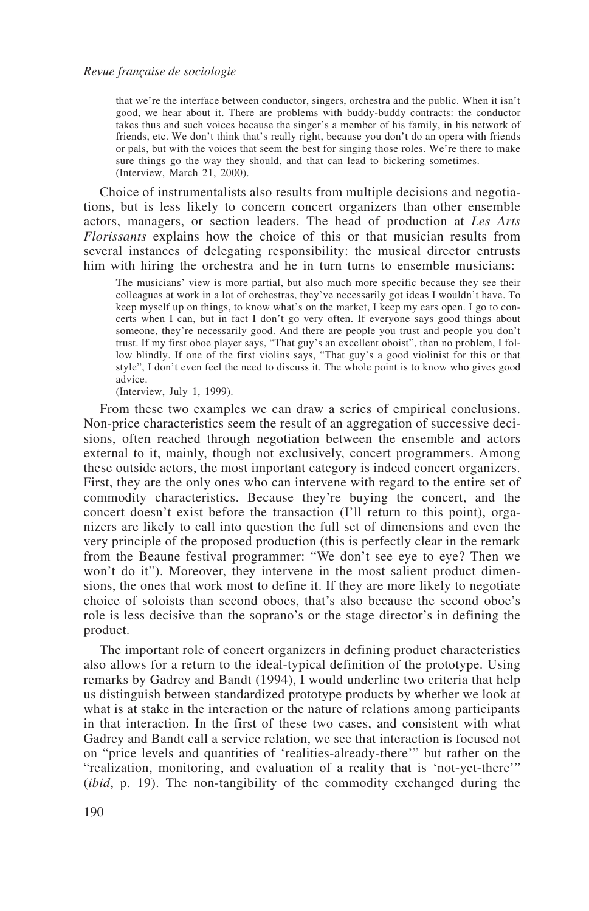> that we're the interface between conductor, singers, orchestra and the public. When it isn't good, we hear about it. There are problems with buddy-buddy contracts: the conductor takes thus and such voices because the singer's a member of his family, in his network of friends, etc. We don't think that's really right, because you don't do an opera with friends or pals, but with the voices that seem the best for singing those roles. We're there to make sure things go the way they should, and that can lead to bickering sometimes.
> (Interview, March 21, 2000).

Choice of instrumentalists also results from multiple decisions and negotiations, but is less likely to concern concert organizers than other ensemble actors, managers, or section leaders. The head of production at *Les Arts Florissants* explains how the choice of this or that musician results from several instances of delegating responsibility: the musical director entrusts him with hiring the orchestra and he in turn turns to ensemble musicians:

> The musicians' view is more partial, but also much more specific because they see their colleagues at work in a lot of orchestras, they've necessarily got ideas I wouldn't have. To keep myself up on things, to know what's on the market, I keep my ears open. I go to concerts when I can, but in fact I don't go very often. If everyone says good things about someone, they're necessarily good. And there are people you trust and people you don't trust. If my first oboe player says, "That guy's an excellent oboist", then no problem, I follow blindly. If one of the first violins says, "That guy's a good violinist for this or that style", I don't even feel the need to discuss it. The whole point is to know who gives good advice.
> (Interview, July 1, 1999).

From these two examples we can draw a series of empirical conclusions. Non-price characteristics seem the result of an aggregation of successive decisions, often reached through negotiation between the ensemble and actors external to it, mainly, though not exclusively, concert programmers. Among these outside actors, the most important category is indeed concert organizers. First, they are the only ones who can intervene with regard to the entire set of commodity characteristics. Because they're buying the concert, and the concert doesn't exist before the transaction (I'll return to this point), organizers are likely to call into question the full set of dimensions and even the very principle of the proposed production (this is perfectly clear in the remark from the Beaune festival programmer: "We don't see eye to eye? Then we won't do it"). Moreover, they intervene in the most salient product dimensions, the ones that work most to define it. If they are more likely to negotiate choice of soloists than second oboes, that's also because the second oboe's role is less decisive than the soprano's or the stage director's in defining the product.

The important role of concert organizers in defining product characteristics also allows for a return to the ideal-typical definition of the prototype. Using remarks by Gadrey and Bandt (1994), I would underline two criteria that help us distinguish between standardized prototype products by whether we look at what is at stake in the interaction or the nature of relations among participants in that interaction. In the first of these two cases, and consistent with what Gadrey and Bandt call a service relation, we see that interaction is focused not on "price levels and quantities of 'realities-already-there'" but rather on the "realization, monitoring, and evaluation of a reality that is 'not-yet-there'" (*ibid*, p. 19). The non-tangibility of the commodity exchanged during the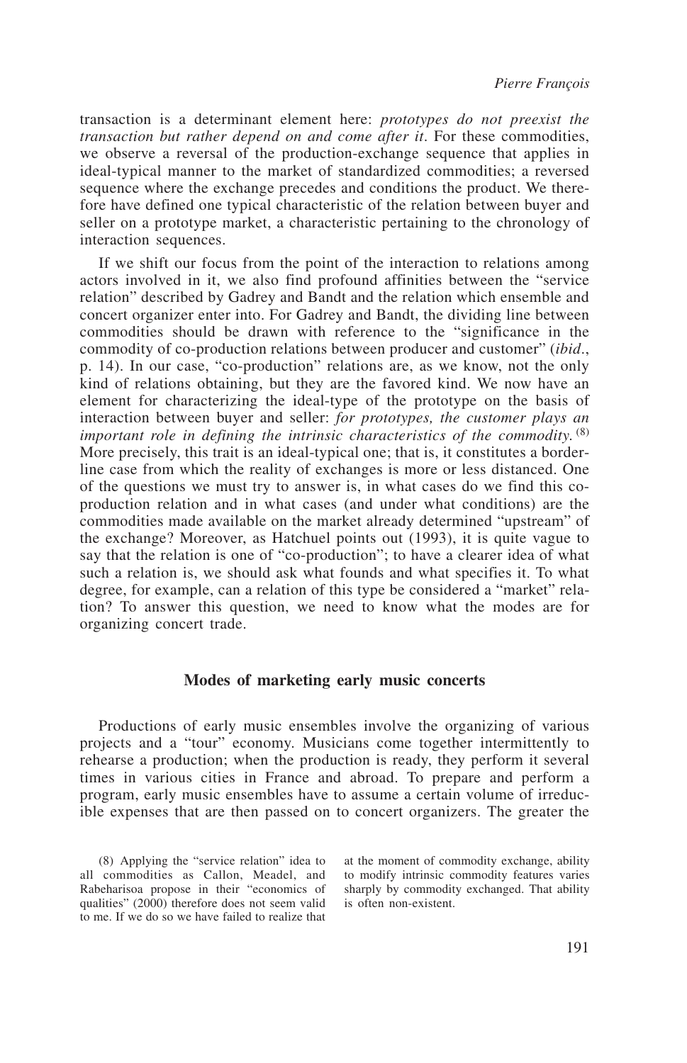transaction is a determinant element here: *prototypes do not preexist the transaction but rather depend on and come after it*. For these commodities, we observe a reversal of the production-exchange sequence that applies in ideal-typical manner to the market of standardized commodities; a reversed sequence where the exchange precedes and conditions the product. We therefore have defined one typical characteristic of the relation between buyer and seller on a prototype market, a characteristic pertaining to the chronology of interaction sequences.

If we shift our focus from the point of the interaction to relations among actors involved in it, we also find profound affinities between the "service relation" described by Gadrey and Bandt and the relation which ensemble and concert organizer enter into. For Gadrey and Bandt, the dividing line between commodities should be drawn with reference to the "significance in the commodity of co-production relations between producer and customer" (*ibid*., p. 14). In our case, "co-production" relations are, as we know, not the only kind of relations obtaining, but they are the favored kind. We now have an element for characterizing the ideal-type of the prototype on the basis of interaction between buyer and seller: *for prototypes, the customer plays an important role in defining the intrinsic characteristics of the commodity.* (8) More precisely, this trait is an ideal-typical one; that is, it constitutes a borderline case from which the reality of exchanges is more or less distanced. One of the questions we must try to answer is, in what cases do we find this co-production relation and in what cases (and under what conditions) are the commodities made available on the market already determined "upstream" of the exchange? Moreover, as Hatchuel points out (1993), it is quite vague to say that the relation is one of "co-production"; to have a clearer idea of what such a relation is, we should ask what founds and what specifies it. To what degree, for example, can a relation of this type be considered a "market" relation? To answer this question, we need to know what the modes are for organizing concert trade.

## Modes of marketing early music concerts

Productions of early music ensembles involve the organizing of various projects and a "tour" economy. Musicians come together intermittently to rehearse a production; when the production is ready, they perform it several times in various cities in France and abroad. To prepare and perform a program, early music ensembles have to assume a certain volume of irreducible expenses that are then passed on to concert organizers. The greater the

(8) Applying the "service relation" idea to all commodities as Callon, Meadel, and Rabeharisoa propose in their "economics of qualities" (2000) therefore does not seem valid to me. If we do so we have failed to realize that at the moment of commodity exchange, ability to modify intrinsic commodity features varies sharply by commodity exchanged. That ability is often non-existent.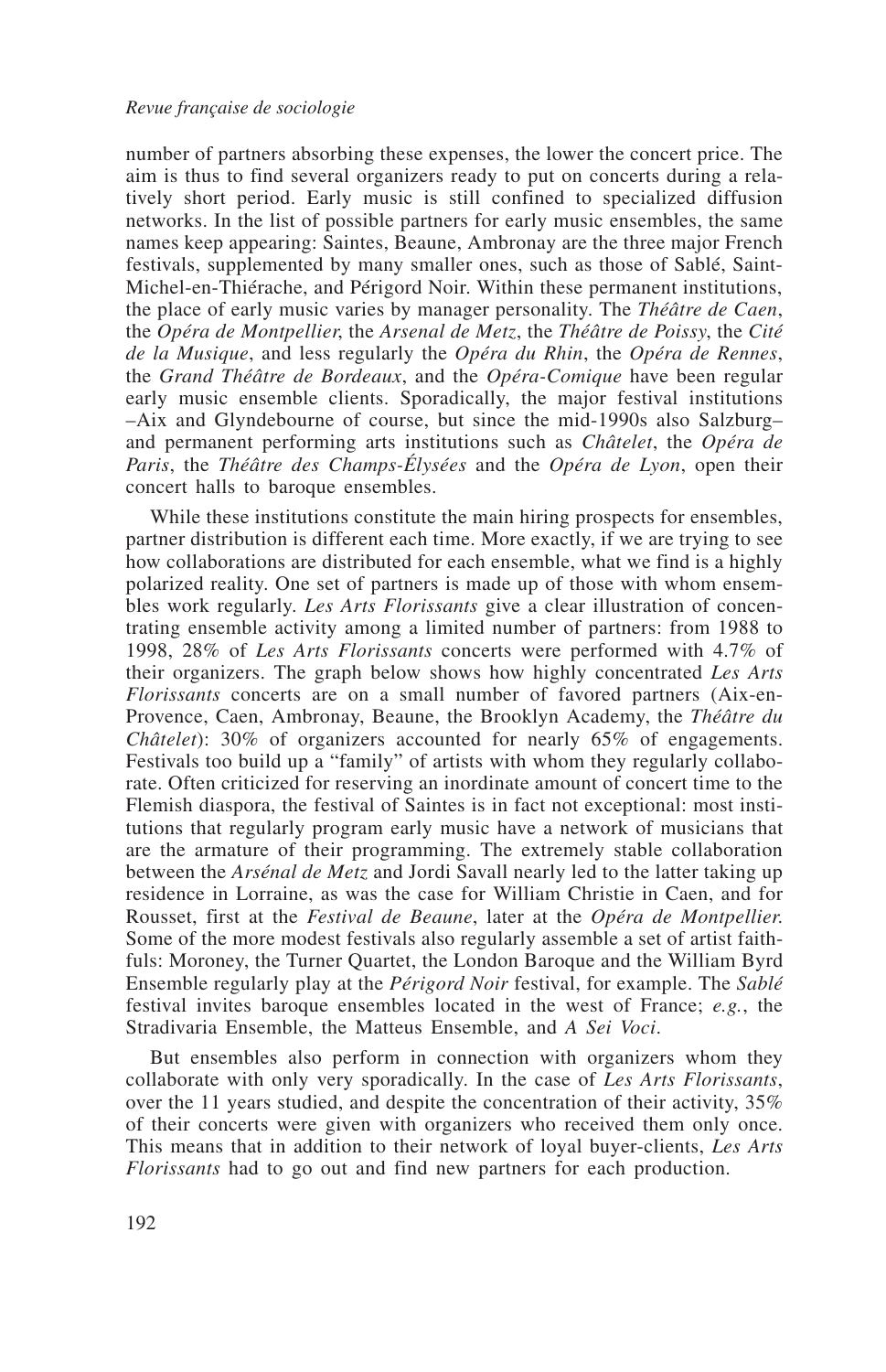number of partners absorbing these expenses, the lower the concert price. The aim is thus to find several organizers ready to put on concerts during a relatively short period. Early music is still confined to specialized diffusion networks. In the list of possible partners for early music ensembles, the same names keep appearing: Saintes, Beaune, Ambronay are the three major French festivals, supplemented by many smaller ones, such as those of Sablé, Saint-Michel-en-Thiérache, and Périgord Noir. Within these permanent institutions, the place of early music varies by manager personality. The *Théâtre de Caen*, the *Opéra de Montpellier*, the *Arsenal de Metz*, the *Théâtre de Poissy*, the *Cité de la Musique*, and less regularly the *Opéra du Rhin*, the *Opéra de Rennes*, the *Grand Théâtre de Bordeaux*, and the *Opéra-Comique* have been regular early music ensemble clients. Sporadically, the major festival institutions –Aix and Glyndebourne of course, but since the mid-1990s also Salzburg– and permanent performing arts institutions such as *Châtelet*, the *Opéra de Paris*, the *Théâtre des Champs-Élysées* and the *Opéra de Lyon*, open their concert halls to baroque ensembles.

While these institutions constitute the main hiring prospects for ensembles, partner distribution is different each time. More exactly, if we are trying to see how collaborations are distributed for each ensemble, what we find is a highly polarized reality. One set of partners is made up of those with whom ensembles work regularly. *Les Arts Florissants* give a clear illustration of concentrating ensemble activity among a limited number of partners: from 1988 to 1998, 28% of *Les Arts Florissants* concerts were performed with 4.7% of their organizers. The graph below shows how highly concentrated *Les Arts Florissants* concerts are on a small number of favored partners (Aix-en-Provence, Caen, Ambronay, Beaune, the Brooklyn Academy, the *Théâtre du Châtelet*): 30% of organizers accounted for nearly 65% of engagements. Festivals too build up a "family" of artists with whom they regularly collaborate. Often criticized for reserving an inordinate amount of concert time to the Flemish diaspora, the festival of Saintes is in fact not exceptional: most institutions that regularly program early music have a network of musicians that are the armature of their programming. The extremely stable collaboration between the *Arsénal de Metz* and Jordi Savall nearly led to the latter taking up residence in Lorraine, as was the case for William Christie in Caen, and for Rousset, first at the *Festival de Beaune*, later at the *Opéra de Montpellier*. Some of the more modest festivals also regularly assemble a set of artist faithfuls: Moroney, the Turner Quartet, the London Baroque and the William Byrd Ensemble regularly play at the *Périgord Noir* festival, for example. The *Sablé* festival invites baroque ensembles located in the west of France; *e.g.*, the Stradivaria Ensemble, the Matteus Ensemble, and *A Sei Voci*.

But ensembles also perform in connection with organizers whom they collaborate with only very sporadically. In the case of *Les Arts Florissants*, over the 11 years studied, and despite the concentration of their activity, 35% of their concerts were given with organizers who received them only once. This means that in addition to their network of loyal buyer-clients, *Les Arts Florissants* had to go out and find new partners for each production.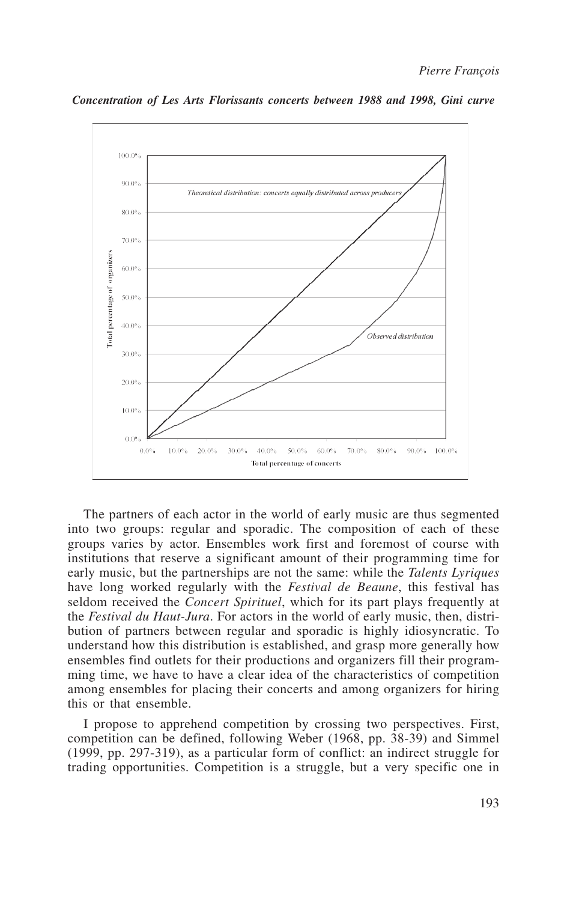*Concentration of Les Arts Florissants concerts between 1988 and 1998, Gini curve*

100.0%
90.0%
80.0%
70.0%
60.0%
50.0%
40.0%
30.0%
20.0%
10.0%
0.0%

Total percentage of organizers

Theoretical distribution: concerts equally distributed across producers

Observed distribution

0.0% 10.0% 20.0% 30.0% 40.0% 50.0% 60.0% 70.0% 80.0% 90.0% 100.0%

Total percentage of concerts

The partners of each actor in the world of early music are thus segmented into two groups: regular and sporadic. The composition of each of these groups varies by actor. Ensembles work first and foremost of course with institutions that reserve a significant amount of their programming time for early music, but the partnerships are not the same: while the *Talents Lyriques* have long worked regularly with the *Festival de Beaune*, this festival has seldom received the *Concert Spirituel*, which for its part plays frequently at the *Festival du Haut-Jura*. For actors in the world of early music, then, distribution of partners between regular and sporadic is highly idiosyncratic. To understand how this distribution is established, and grasp more generally how ensembles find outlets for their productions and organizers fill their programming time, we have to have a clear idea of the characteristics of competition among ensembles for placing their concerts and among organizers for hiring this or that ensemble.

I propose to apprehend competition by crossing two perspectives. First, competition can be defined, following Weber (1968, pp. 38-39) and Simmel (1999, pp. 297-319), as a particular form of conflict: an indirect struggle for trading opportunities. Competition is a struggle, but a very specific one in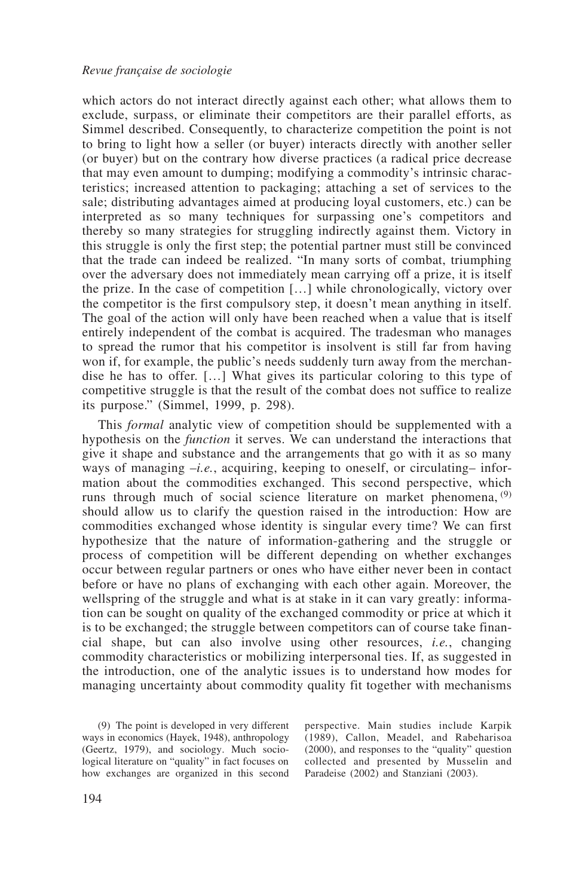which actors do not interact directly against each other; what allows them to exclude, surpass, or eliminate their competitors are their parallel efforts, as Simmel described. Consequently, to characterize competition the point is not to bring to light how a seller (or buyer) interacts directly with another seller (or buyer) but on the contrary how diverse practices (a radical price decrease that may even amount to dumping; modifying a commodity's intrinsic characteristics; increased attention to packaging; attaching a set of services to the sale; distributing advantages aimed at producing loyal customers, etc.) can be interpreted as so many techniques for surpassing one's competitors and thereby so many strategies for struggling indirectly against them. Victory in this struggle is only the first step; the potential partner must still be convinced that the trade can indeed be realized. "In many sorts of combat, triumphing over the adversary does not immediately mean carrying off a prize, it is itself the prize. In the case of competition […] while chronologically, victory over the competitor is the first compulsory step, it doesn't mean anything in itself. The goal of the action will only have been reached when a value that is itself entirely independent of the combat is acquired. The tradesman who manages to spread the rumor that his competitor is insolvent is still far from having won if, for example, the public's needs suddenly turn away from the merchandise he has to offer. […] What gives its particular coloring to this type of competitive struggle is that the result of the combat does not suffice to realize its purpose." (Simmel, 1999, p. 298).

This *formal* analytic view of competition should be supplemented with a hypothesis on the *function* it serves. We can understand the interactions that give it shape and substance and the arrangements that go with it as so many ways of managing –*i.e.*, acquiring, keeping to oneself, or circulating– information about the commodities exchanged. This second perspective, which runs through much of social science literature on market phenomena, [9] should allow us to clarify the question raised in the introduction: How are commodities exchanged whose identity is singular every time? We can first hypothesize that the nature of information-gathering and the struggle or process of competition will be different depending on whether exchanges occur between regular partners or ones who have either never been in contact before or have no plans of exchanging with each other again. Moreover, the wellspring of the struggle and what is at stake in it can vary greatly: information can be sought on quality of the exchanged commodity or price at which it is to be exchanged; the struggle between competitors can of course take financial shape, but can also involve using other resources, *i.e.*, changing commodity characteristics or mobilizing interpersonal ties. If, as suggested in the introduction, one of the analytic issues is to understand how modes for managing uncertainty about commodity quality fit together with mechanisms

(9) The point is developed in very different ways in economics (Hayek, 1948), anthropology (Geertz, 1979), and sociology. Much sociological literature on "quality" in fact focuses on how exchanges are organized in this second perspective. Main studies include Karpik (1989), Callon, Meadel, and Rabeharisoa (2000), and responses to the "quality" question collected and presented by Musselin and Paradeise (2002) and Stanziani (2003).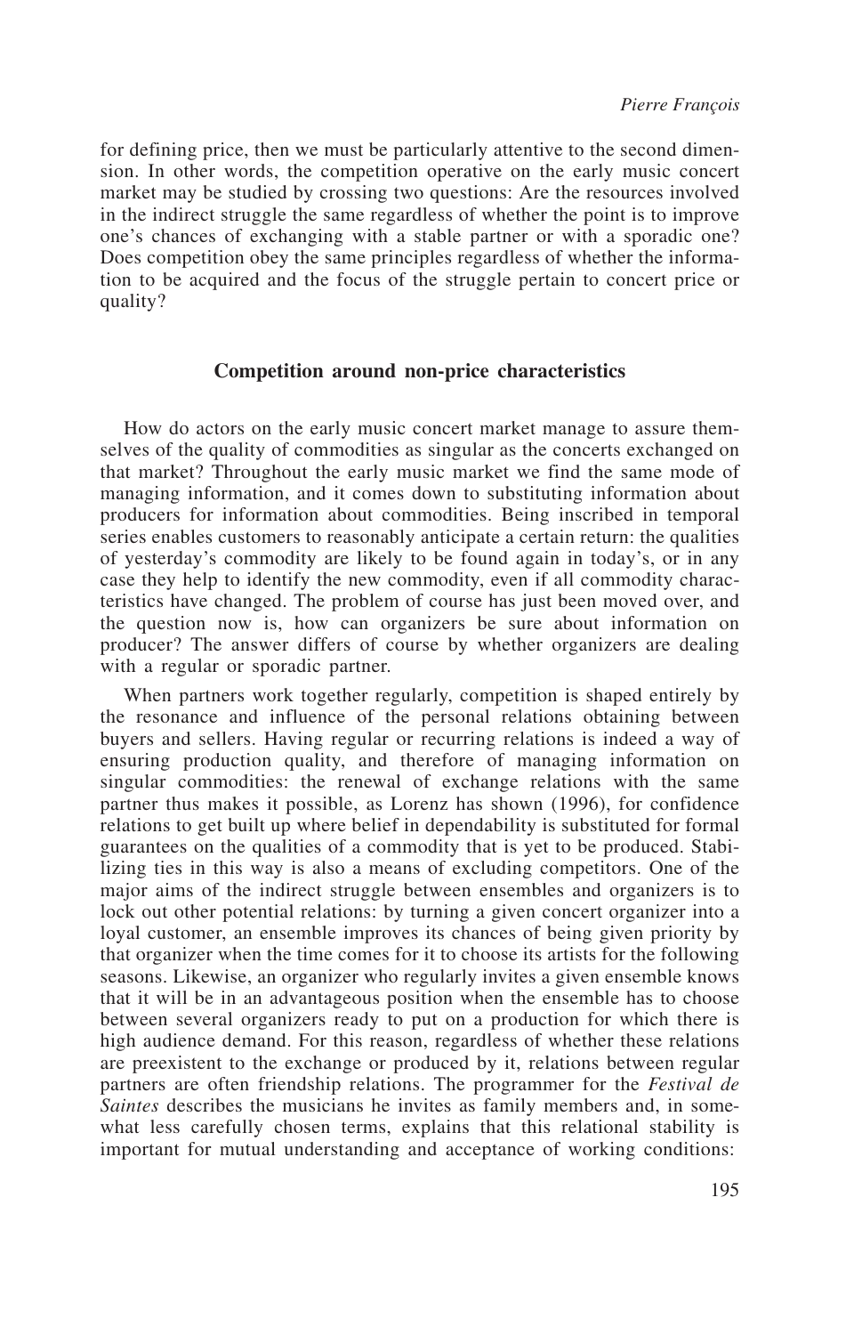for defining price, then we must be particularly attentive to the second dimension. In other words, the competition operative on the early music concert market may be studied by crossing two questions: Are the resources involved in the indirect struggle the same regardless of whether the point is to improve one's chances of exchanging with a stable partner or with a sporadic one? Does competition obey the same principles regardless of whether the information to be acquired and the focus of the struggle pertain to concert price or quality?

## Competition around non-price characteristics

How do actors on the early music concert market manage to assure themselves of the quality of commodities as singular as the concerts exchanged on that market? Throughout the early music market we find the same mode of managing information, and it comes down to substituting information about producers for information about commodities. Being inscribed in temporal series enables customers to reasonably anticipate a certain return: the qualities of yesterday's commodity are likely to be found again in today's, or in any case they help to identify the new commodity, even if all commodity characteristics have changed. The problem of course has just been moved over, and the question now is, how can organizers be sure about information on producer? The answer differs of course by whether organizers are dealing with a regular or sporadic partner.

When partners work together regularly, competition is shaped entirely by the resonance and influence of the personal relations obtaining between buyers and sellers. Having regular or recurring relations is indeed a way of ensuring production quality, and therefore of managing information on singular commodities: the renewal of exchange relations with the same partner thus makes it possible, as Lorenz has shown (1996), for confidence relations to get built up where belief in dependability is substituted for formal guarantees on the qualities of a commodity that is yet to be produced. Stabilizing ties in this way is also a means of excluding competitors. One of the major aims of the indirect struggle between ensembles and organizers is to lock out other potential relations: by turning a given concert organizer into a loyal customer, an ensemble improves its chances of being given priority by that organizer when the time comes for it to choose its artists for the following seasons. Likewise, an organizer who regularly invites a given ensemble knows that it will be in an advantageous position when the ensemble has to choose between several organizers ready to put on a production for which there is high audience demand. For this reason, regardless of whether these relations are preexistent to the exchange or produced by it, relations between regular partners are often friendship relations. The programmer for the *Festival de Saintes* describes the musicians he invites as family members and, in somewhat less carefully chosen terms, explains that this relational stability is important for mutual understanding and acceptance of working conditions: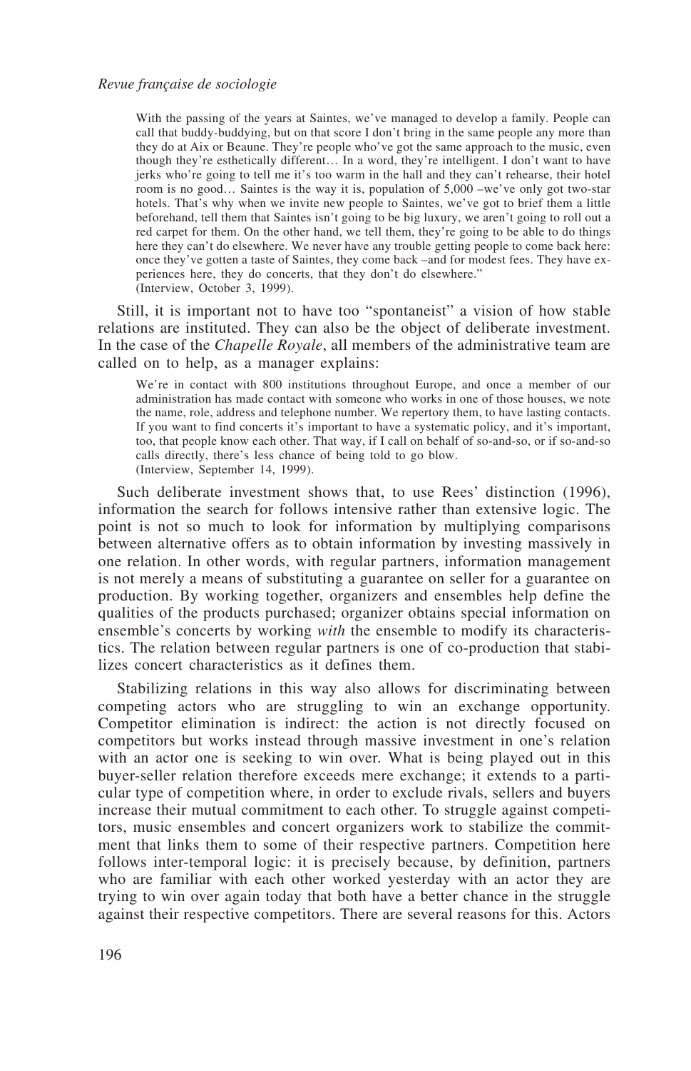> With the passing of the years at Saintes, we've managed to develop a family. People can call that buddy-buddying, but on that score I don't bring in the same people any more than they do at Aix or Beaune. They're people who've got the same approach to the music, even though they're esthetically different… In a word, they're intelligent. I don't want to have jerks who're going to tell me it's too warm in the hall and they can't rehearse, their hotel room is no good… Saintes is the way it is, population of 5,000 –we've only got two-star hotels. That's why when we invite new people to Saintes, we've got to brief them a little beforehand, tell them that Saintes isn't going to be big luxury, we aren't going to roll out a red carpet for them. On the other hand, we tell them, they're going to be able to do things here they can't do elsewhere. We never have any trouble getting people to come back here: once they've gotten a taste of Saintes, they come back –and for modest fees. They have experiences here, they do concerts, that they don't do elsewhere."
> (Interview, October 3, 1999).

Still, it is important not to have too "spontaneist" a vision of how stable relations are instituted. They can also be the object of deliberate investment. In the case of the *Chapelle Royale*, all members of the administrative team are called on to help, as a manager explains:

> We're in contact with 800 institutions throughout Europe, and once a member of our administration has made contact with someone who works in one of those houses, we note the name, role, address and telephone number. We repertory them, to have lasting contacts. If you want to find concerts it's important to have a systematic policy, and it's important, too, that people know each other. That way, if I call on behalf of so-and-so, or if so-and-so calls directly, there's less chance of being told to go blow.
> (Interview, September 14, 1999).

Such deliberate investment shows that, to use Rees' distinction (1996), information the search for follows intensive rather than extensive logic. The point is not so much to look for information by multiplying comparisons between alternative offers as to obtain information by investing massively in one relation. In other words, with regular partners, information management is not merely a means of substituting a guarantee on seller for a guarantee on production. By working together, organizers and ensembles help define the qualities of the products purchased; organizer obtains special information on ensemble's concerts by working *with* the ensemble to modify its characteristics. The relation between regular partners is one of co-production that stabilizes concert characteristics as it defines them.

Stabilizing relations in this way also allows for discriminating between competing actors who are struggling to win an exchange opportunity. Competitor elimination is indirect: the action is not directly focused on competitors but works instead through massive investment in one's relation with an actor one is seeking to win over. What is being played out in this buyer-seller relation therefore exceeds mere exchange; it extends to a particular type of competition where, in order to exclude rivals, sellers and buyers increase their mutual commitment to each other. To struggle against competitors, music ensembles and concert organizers work to stabilize the commitment that links them to some of their respective partners. Competition here follows inter-temporal logic: it is precisely because, by definition, partners who are familiar with each other worked yesterday with an actor they are trying to win over again today that both have a better chance in the struggle against their respective competitors. There are several reasons for this. Actors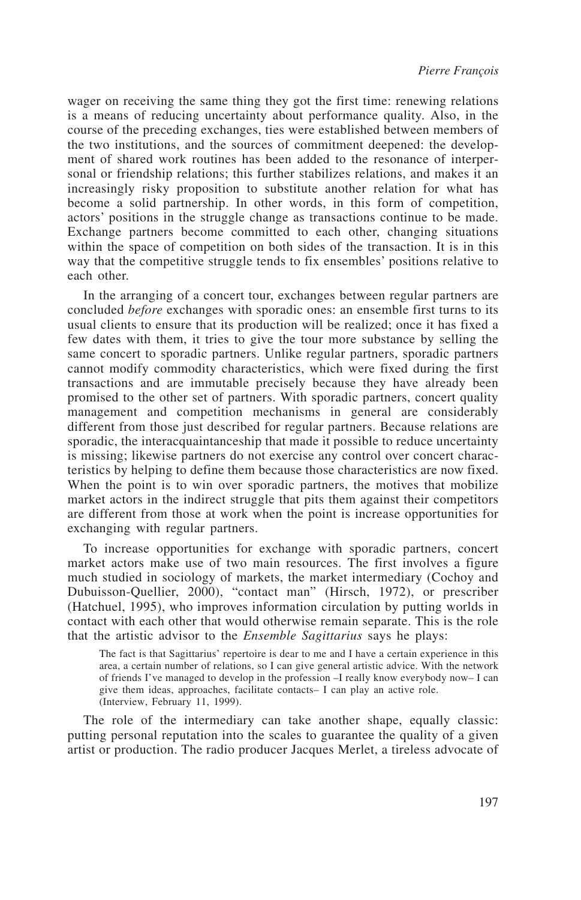wager on receiving the same thing they got the first time: renewing relations is a means of reducing uncertainty about performance quality. Also, in the course of the preceding exchanges, ties were established between members of the two institutions, and the sources of commitment deepened: the development of shared work routines has been added to the resonance of interpersonal or friendship relations; this further stabilizes relations, and makes it an increasingly risky proposition to substitute another relation for what has become a solid partnership. In other words, in this form of competition, actors' positions in the struggle change as transactions continue to be made. Exchange partners become committed to each other, changing situations within the space of competition on both sides of the transaction. It is in this way that the competitive struggle tends to fix ensembles' positions relative to each other.

In the arranging of a concert tour, exchanges between regular partners are concluded *before* exchanges with sporadic ones: an ensemble first turns to its usual clients to ensure that its production will be realized; once it has fixed a few dates with them, it tries to give the tour more substance by selling the same concert to sporadic partners. Unlike regular partners, sporadic partners cannot modify commodity characteristics, which were fixed during the first transactions and are immutable precisely because they have already been promised to the other set of partners. With sporadic partners, concert quality management and competition mechanisms in general are considerably different from those just described for regular partners. Because relations are sporadic, the interacquaintanceship that made it possible to reduce uncertainty is missing; likewise partners do not exercise any control over concert characteristics by helping to define them because those characteristics are now fixed. When the point is to win over sporadic partners, the motives that mobilize market actors in the indirect struggle that pits them against their competitors are different from those at work when the point is increase opportunities for exchanging with regular partners.

To increase opportunities for exchange with sporadic partners, concert market actors make use of two main resources. The first involves a figure much studied in sociology of markets, the market intermediary (Cochoy and Dubuisson-Quellier, 2000), "contact man" (Hirsch, 1972), or prescriber (Hatchuel, 1995), who improves information circulation by putting worlds in contact with each other that would otherwise remain separate. This is the role that the artistic advisor to the *Ensemble Sagittarius* says he plays:

> The fact is that Sagittarius' repertoire is dear to me and I have a certain experience in this area, a certain number of relations, so I can give general artistic advice. With the network of friends I've managed to develop in the profession –I really know everybody now– I can give them ideas, approaches, facilitate contacts– I can play an active role.
> (Interview, February 11, 1999).

The role of the intermediary can take another shape, equally classic: putting personal reputation into the scales to guarantee the quality of a given artist or production. The radio producer Jacques Merlet, a tireless advocate of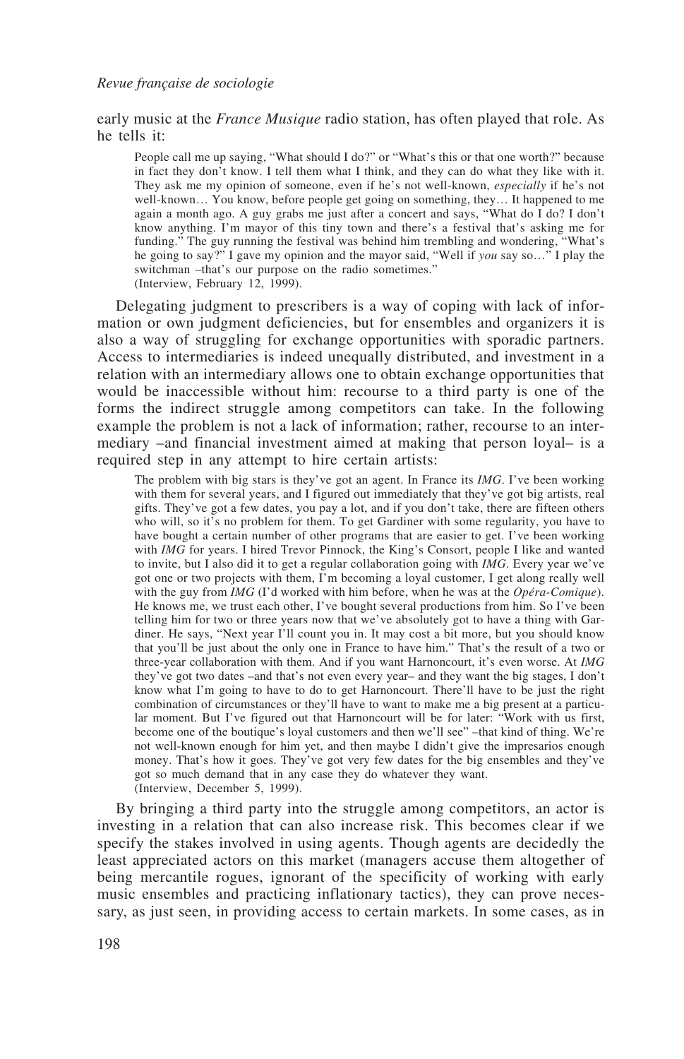early music at the *France Musique* radio station, has often played that role. As he tells it:

> People call me up saying, "What should I do?" or "What's this or that one worth?" because in fact they don't know. I tell them what I think, and they can do what they like with it. They ask me my opinion of someone, even if he's not well-known, *especially* if he's not well-known… You know, before people get going on something, they… It happened to me again a month ago. A guy grabs me just after a concert and says, "What do I do? I don't know anything. I'm mayor of this tiny town and there's a festival that's asking me for funding." The guy running the festival was behind him trembling and wondering, "What's he going to say?" I gave my opinion and the mayor said, "Well if *you* say so…" I play the switchman –that's our purpose on the radio sometimes."
> (Interview, February 12, 1999).

Delegating judgment to prescribers is a way of coping with lack of information or own judgment deficiencies, but for ensembles and organizers it is also a way of struggling for exchange opportunities with sporadic partners. Access to intermediaries is indeed unequally distributed, and investment in a relation with an intermediary allows one to obtain exchange opportunities that would be inaccessible without him: recourse to a third party is one of the forms the indirect struggle among competitors can take. In the following example the problem is not a lack of information; rather, recourse to an intermediary –and financial investment aimed at making that person loyal– is a required step in any attempt to hire certain artists:

> The problem with big stars is they've got an agent. In France its *IMG*. I've been working with them for several years, and I figured out immediately that they've got big artists, real gifts. They've got a few dates, you pay a lot, and if you don't take, there are fifteen others who will, so it's no problem for them. To get Gardiner with some regularity, you have to have bought a certain number of other programs that are easier to get. I've been working with *IMG* for years. I hired Trevor Pinnock, the King's Consort, people I like and wanted to invite, but I also did it to get a regular collaboration going with *IMG*. Every year we've got one or two projects with them, I'm becoming a loyal customer, I get along really well with the guy from *IMG* (I'd worked with him before, when he was at the *Opéra-Comique*). He knows me, we trust each other, I've bought several productions from him. So I've been telling him for two or three years now that we've absolutely got to have a thing with Gardiner. He says, "Next year I'll count you in. It may cost a bit more, but you should know that you'll be just about the only one in France to have him." That's the result of a two or three-year collaboration with them. And if you want Harnoncourt, it's even worse. At *IMG* they've got two dates –and that's not even every year– and they want the big stages, I don't know what I'm going to have to do to get Harnoncourt. There'll have to be just the right combination of circumstances or they'll have to want to make me a big present at a particular moment. But I've figured out that Harnoncourt will be for later: "Work with us first, become one of the boutique's loyal customers and then we'll see" –that kind of thing. We're not well-known enough for him yet, and then maybe I didn't give the impresarios enough money. That's how it goes. They've got very few dates for the big ensembles and they've got so much demand that in any case they do whatever they want.
> (Interview, December 5, 1999).

By bringing a third party into the struggle among competitors, an actor is investing in a relation that can also increase risk. This becomes clear if we specify the stakes involved in using agents. Though agents are decidedly the least appreciated actors on this market (managers accuse them altogether of being mercantile rogues, ignorant of the specificity of working with early music ensembles and practicing inflationary tactics), they can prove necessary, as just seen, in providing access to certain markets. In some cases, as in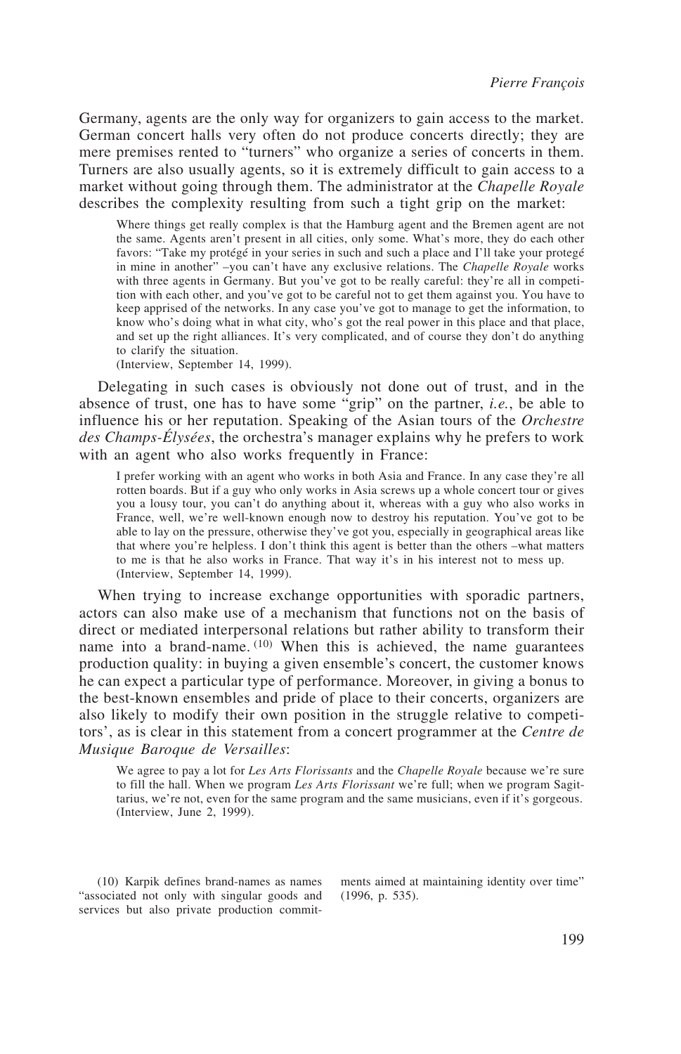Germany, agents are the only way for organizers to gain access to the market. German concert halls very often do not produce concerts directly; they are mere premises rented to "turners" who organize a series of concerts in them. Turners are also usually agents, so it is extremely difficult to gain access to a market without going through them. The administrator at the *Chapelle Royale* describes the complexity resulting from such a tight grip on the market:

> Where things get really complex is that the Hamburg agent and the Bremen agent are not the same. Agents aren't present in all cities, only some. What's more, they do each other favors: "Take my protégé in your series in such and such a place and I'll take your protegé in mine in another" –you can't have any exclusive relations. The *Chapelle Royale* works with three agents in Germany. But you've got to be really careful: they're all in competition with each other, and you've got to be careful not to get them against you. You have to keep apprised of the networks. In any case you've got to manage to get the information, to know who's doing what in what city, who's got the real power in this place and that place, and set up the right alliances. It's very complicated, and of course they don't do anything to clarify the situation.
> (Interview, September 14, 1999).

Delegating in such cases is obviously not done out of trust, and in the absence of trust, one has to have some "grip" on the partner, *i.e.*, be able to influence his or her reputation. Speaking of the Asian tours of the *Orchestre des Champs-Élysées*, the orchestra's manager explains why he prefers to work with an agent who also works frequently in France:

> I prefer working with an agent who works in both Asia and France. In any case they're all rotten boards. But if a guy who only works in Asia screws up a whole concert tour or gives you a lousy tour, you can't do anything about it, whereas with a guy who also works in France, well, we're well-known enough now to destroy his reputation. You've got to be able to lay on the pressure, otherwise they've got you, especially in geographical areas like that where you're helpless. I don't think this agent is better than the others –what matters to me is that he also works in France. That way it's in his interest not to mess up.
> (Interview, September 14, 1999).

When trying to increase exchange opportunities with sporadic partners, actors can also make use of a mechanism that functions not on the basis of direct or mediated interpersonal relations but rather ability to transform their name into a brand-name.[10] When this is achieved, the name guarantees production quality: in buying a given ensemble's concert, the customer knows he can expect a particular type of performance. Moreover, in giving a bonus to the best-known ensembles and pride of place to their concerts, organizers are also likely to modify their own position in the struggle relative to competitors', as is clear in this statement from a concert programmer at the *Centre de Musique Baroque de Versailles*:

> We agree to pay a lot for *Les Arts Florissants* and the *Chapelle Royale* because we're sure to fill the hall. When we program *Les Arts Florissant* we're full; when we program Sagittarius, we're not, even for the same program and the same musicians, even if it's gorgeous.
> (Interview, June 2, 1999).

(10) Karpik defines brand-names as names "associated not only with singular goods and services but also private production commitments aimed at maintaining identity over time" (1996, p. 535).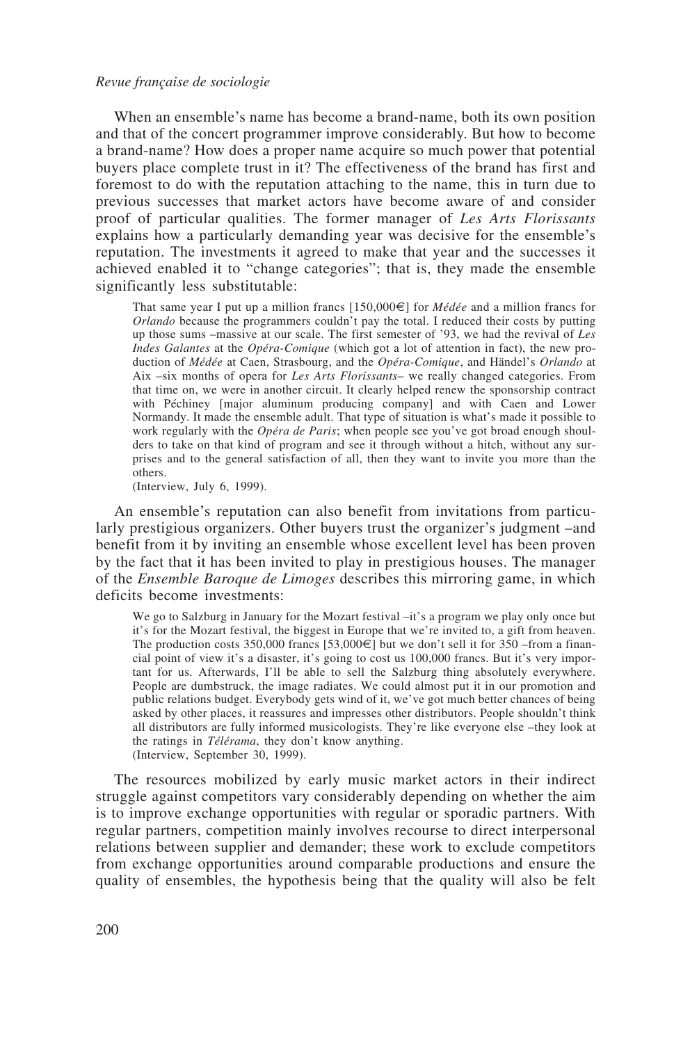When an ensemble's name has become a brand-name, both its own position and that of the concert programmer improve considerably. But how to become a brand-name? How does a proper name acquire so much power that potential buyers place complete trust in it? The effectiveness of the brand has first and foremost to do with the reputation attaching to the name, this in turn due to previous successes that market actors have become aware of and consider proof of particular qualities. The former manager of *Les Arts Florissants* explains how a particularly demanding year was decisive for the ensemble's reputation. The investments it agreed to make that year and the successes it achieved enabled it to "change categories"; that is, they made the ensemble significantly less substitutable:

> That same year I put up a million francs [150,000€] for *Médée* and a million francs for *Orlando* because the programmers couldn't pay the total. I reduced their costs by putting up those sums –massive at our scale. The first semester of '93, we had the revival of *Les Indes Galantes* at the *Opéra-Comique* (which got a lot of attention in fact), the new production of *Médée* at Caen, Strasbourg, and the *Opéra-Comique*, and Händel's *Orlando* at Aix –six months of opera for *Les Arts Florissants*– we really changed categories. From that time on, we were in another circuit. It clearly helped renew the sponsorship contract with Péchiney [major aluminum producing company] and with Caen and Lower Normandy. It made the ensemble adult. That type of situation is what's made it possible to work regularly with the *Opéra de Paris*; when people see you've got broad enough shoulders to take on that kind of program and see it through without a hitch, without any surprises and to the general satisfaction of all, then they want to invite you more than the others.
> (Interview, July 6, 1999).

An ensemble's reputation can also benefit from invitations from particularly prestigious organizers. Other buyers trust the organizer's judgment –and benefit from it by inviting an ensemble whose excellent level has been proven by the fact that it has been invited to play in prestigious houses. The manager of the *Ensemble Baroque de Limoges* describes this mirroring game, in which deficits become investments:

> We go to Salzburg in January for the Mozart festival –it's a program we play only once but it's for the Mozart festival, the biggest in Europe that we're invited to, a gift from heaven. The production costs 350,000 francs [53,000€] but we don't sell it for 350 –from a financial point of view it's a disaster, it's going to cost us 100,000 francs. But it's very important for us. Afterwards, I'll be able to sell the Salzburg thing absolutely everywhere. People are dumbstruck, the image radiates. We could almost put it in our promotion and public relations budget. Everybody gets wind of it, we've got much better chances of being asked by other places, it reassures and impresses other distributors. People shouldn't think all distributors are fully informed musicologists. They're like everyone else –they look at the ratings in *Télérama*, they don't know anything.
> (Interview, September 30, 1999).

The resources mobilized by early music market actors in their indirect struggle against competitors vary considerably depending on whether the aim is to improve exchange opportunities with regular or sporadic partners. With regular partners, competition mainly involves recourse to direct interpersonal relations between supplier and demander; these work to exclude competitors from exchange opportunities around comparable productions and ensure the quality of ensembles, the hypothesis being that the quality will also be felt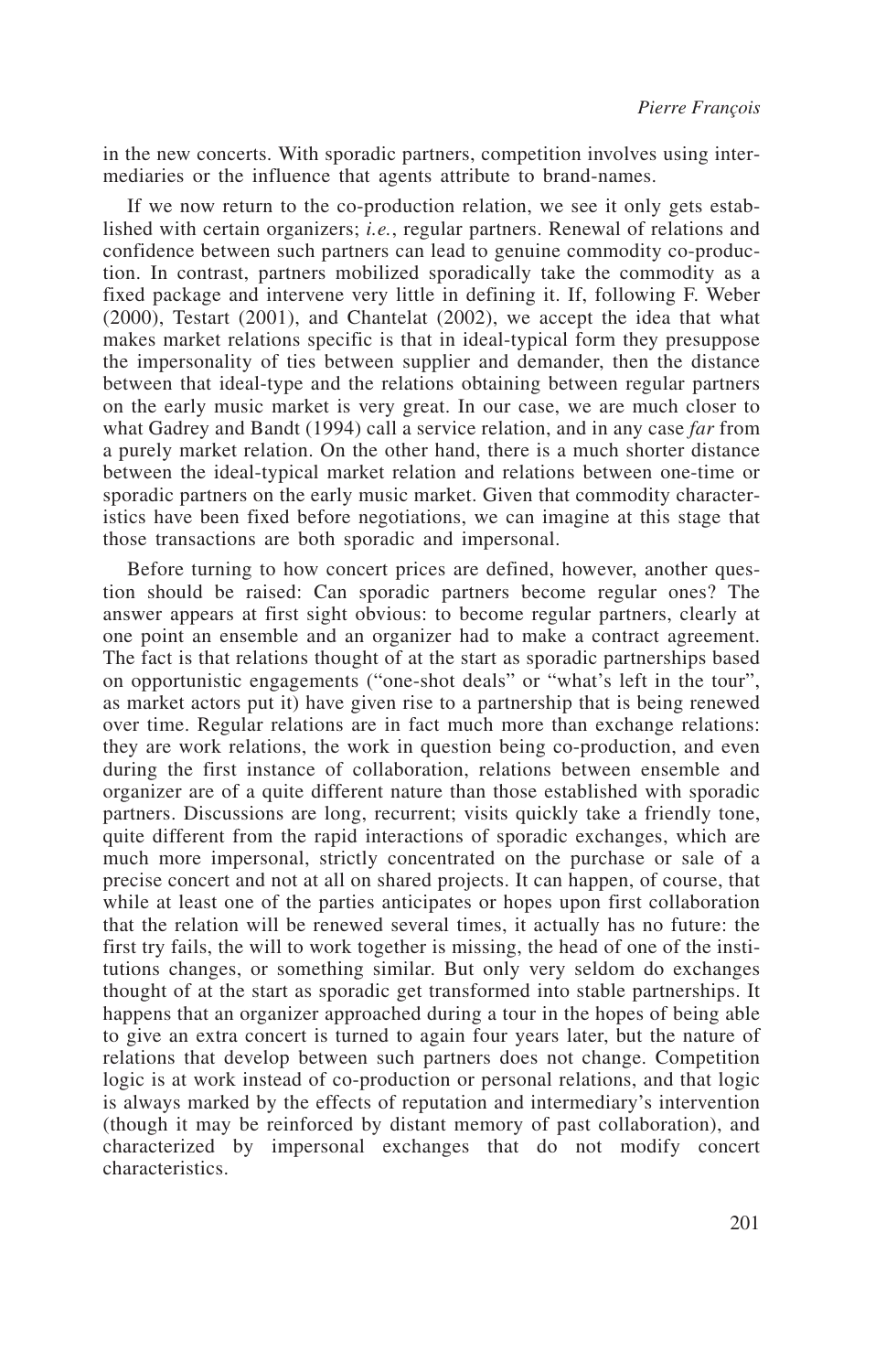in the new concerts. With sporadic partners, competition involves using intermediaries or the influence that agents attribute to brand-names.

If we now return to the co-production relation, we see it only gets established with certain organizers; *i.e.*, regular partners. Renewal of relations and confidence between such partners can lead to genuine commodity co-production. In contrast, partners mobilized sporadically take the commodity as a fixed package and intervene very little in defining it. If, following F. Weber (2000), Testart (2001), and Chantelat (2002), we accept the idea that what makes market relations specific is that in ideal-typical form they presuppose the impersonality of ties between supplier and demander, then the distance between that ideal-type and the relations obtaining between regular partners on the early music market is very great. In our case, we are much closer to what Gadrey and Bandt (1994) call a service relation, and in any case *far* from a purely market relation. On the other hand, there is a much shorter distance between the ideal-typical market relation and relations between one-time or sporadic partners on the early music market. Given that commodity characteristics have been fixed before negotiations, we can imagine at this stage that those transactions are both sporadic and impersonal.

Before turning to how concert prices are defined, however, another question should be raised: Can sporadic partners become regular ones? The answer appears at first sight obvious: to become regular partners, clearly at one point an ensemble and an organizer had to make a contract agreement. The fact is that relations thought of at the start as sporadic partnerships based on opportunistic engagements ("one-shot deals" or "what's left in the tour", as market actors put it) have given rise to a partnership that is being renewed over time. Regular relations are in fact much more than exchange relations: they are work relations, the work in question being co-production, and even during the first instance of collaboration, relations between ensemble and organizer are of a quite different nature than those established with sporadic partners. Discussions are long, recurrent; visits quickly take a friendly tone, quite different from the rapid interactions of sporadic exchanges, which are much more impersonal, strictly concentrated on the purchase or sale of a precise concert and not at all on shared projects. It can happen, of course, that while at least one of the parties anticipates or hopes upon first collaboration that the relation will be renewed several times, it actually has no future: the first try fails, the will to work together is missing, the head of one of the institutions changes, or something similar. But only very seldom do exchanges thought of at the start as sporadic get transformed into stable partnerships. It happens that an organizer approached during a tour in the hopes of being able to give an extra concert is turned to again four years later, but the nature of relations that develop between such partners does not change. Competition logic is at work instead of co-production or personal relations, and that logic is always marked by the effects of reputation and intermediary's intervention (though it may be reinforced by distant memory of past collaboration), and characterized by impersonal exchanges that do not modify concert characteristics.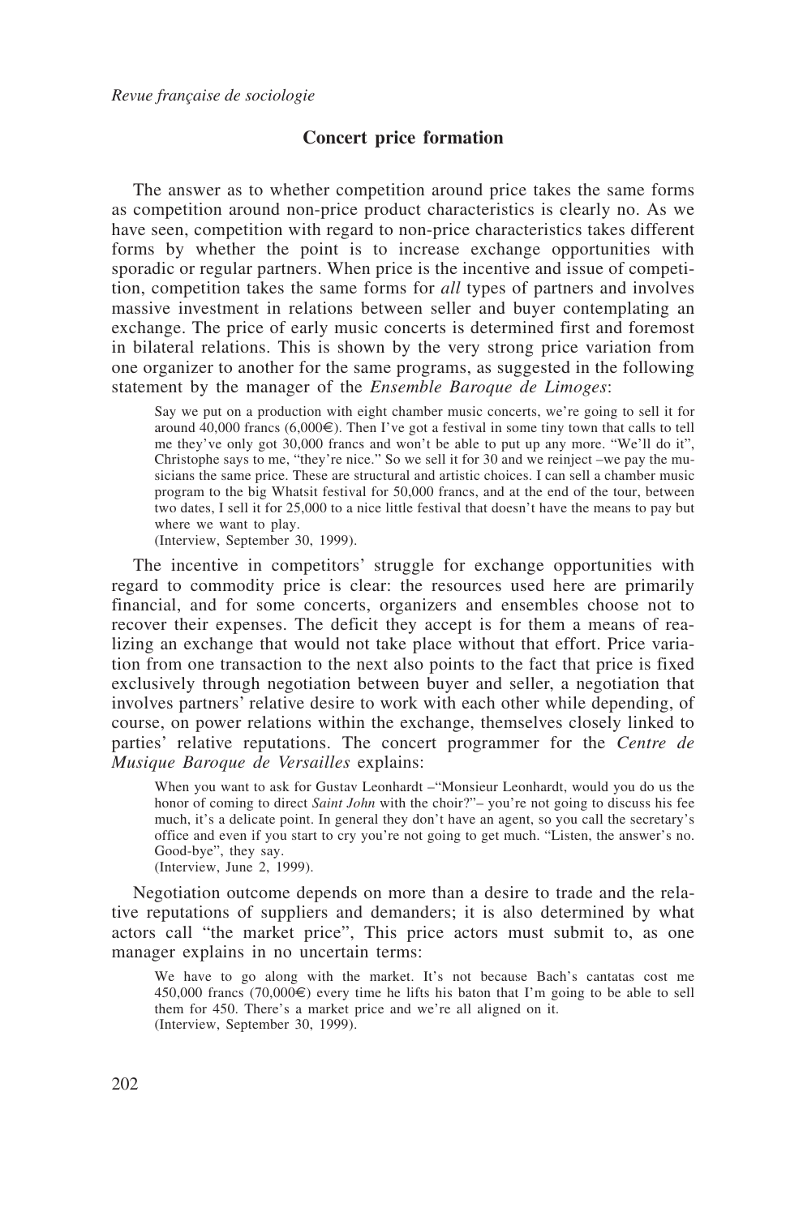## Concert price formation

The answer as to whether competition around price takes the same forms as competition around non-price product characteristics is clearly no. As we have seen, competition with regard to non-price characteristics takes different forms by whether the point is to increase exchange opportunities with sporadic or regular partners. When price is the incentive and issue of competition, competition takes the same forms for *all* types of partners and involves massive investment in relations between seller and buyer contemplating an exchange. The price of early music concerts is determined first and foremost in bilateral relations. This is shown by the very strong price variation from one organizer to another for the same programs, as suggested in the following statement by the manager of the *Ensemble Baroque de Limoges*:

> Say we put on a production with eight chamber music concerts, we're going to sell it for around 40,000 francs (6,000€). Then I've got a festival in some tiny town that calls to tell me they've only got 30,000 francs and won't be able to put up any more. "We'll do it", Christophe says to me, "they're nice." So we sell it for 30 and we reinject –we pay the musicians the same price. These are structural and artistic choices. I can sell a chamber music program to the big Whatsit festival for 50,000 francs, and at the end of the tour, between two dates, I sell it for 25,000 to a nice little festival that doesn't have the means to pay but where we want to play.
> (Interview, September 30, 1999).

The incentive in competitors' struggle for exchange opportunities with regard to commodity price is clear: the resources used here are primarily financial, and for some concerts, organizers and ensembles choose not to recover their expenses. The deficit they accept is for them a means of realizing an exchange that would not take place without that effort. Price variation from one transaction to the next also points to the fact that price is fixed exclusively through negotiation between buyer and seller, a negotiation that involves partners' relative desire to work with each other while depending, of course, on power relations within the exchange, themselves closely linked to parties' relative reputations. The concert programmer for the *Centre de Musique Baroque de Versailles* explains:

> When you want to ask for Gustav Leonhardt –"Monsieur Leonhardt, would you do us the honor of coming to direct *Saint John* with the choir?"– you're not going to discuss his fee much, it's a delicate point. In general they don't have an agent, so you call the secretary's office and even if you start to cry you're not going to get much. "Listen, the answer's no. Good-bye", they say.
> (Interview, June 2, 1999).

Negotiation outcome depends on more than a desire to trade and the relative reputations of suppliers and demanders; it is also determined by what actors call "the market price", This price actors must submit to, as one manager explains in no uncertain terms:

> We have to go along with the market. It's not because Bach's cantatas cost me 450,000 francs (70,000€) every time he lifts his baton that I'm going to be able to sell them for 450. There's a market price and we're all aligned on it.
> (Interview, September 30, 1999).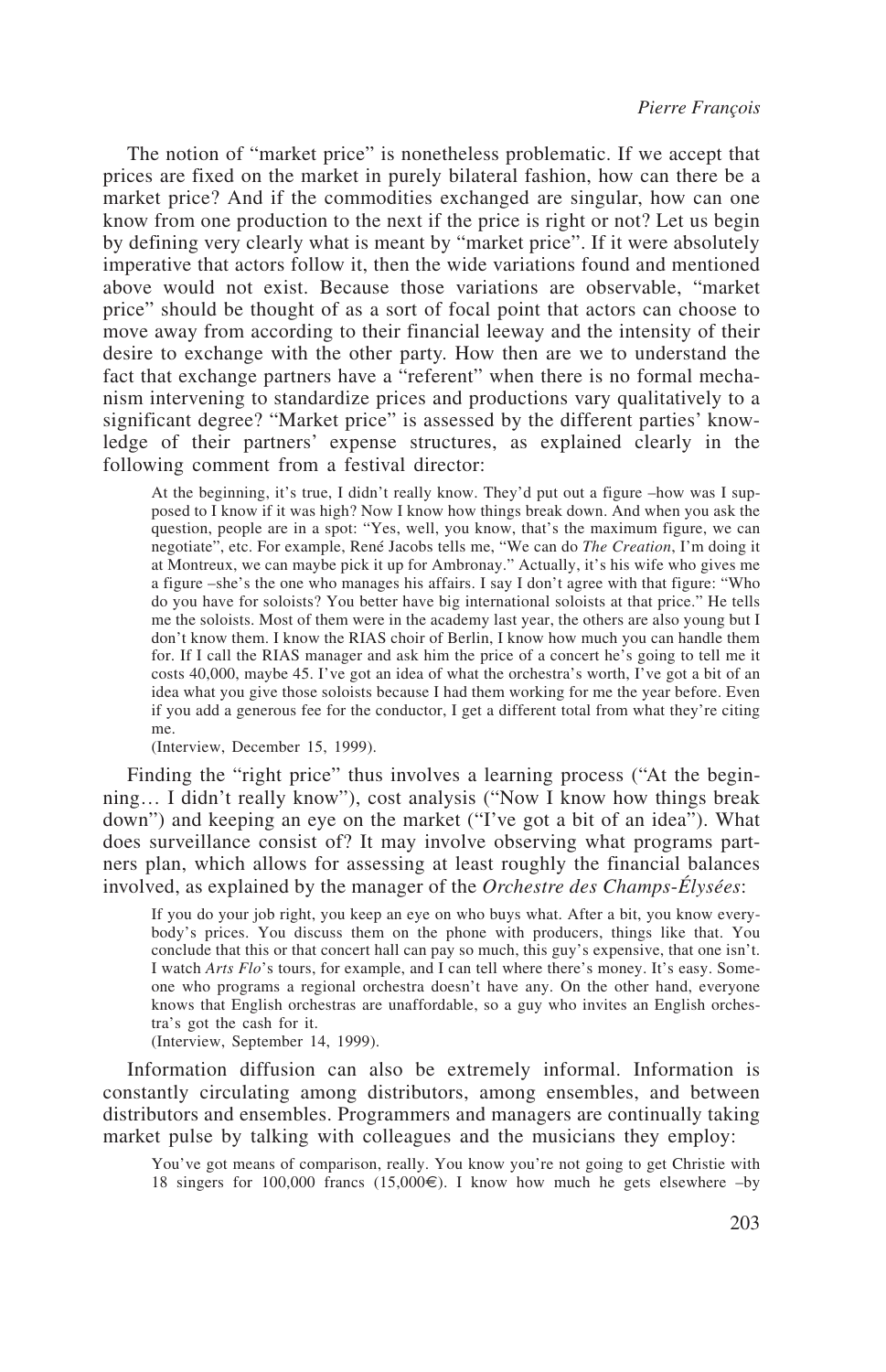The notion of "market price" is nonetheless problematic. If we accept that prices are fixed on the market in purely bilateral fashion, how can there be a market price? And if the commodities exchanged are singular, how can one know from one production to the next if the price is right or not? Let us begin by defining very clearly what is meant by "market price". If it were absolutely imperative that actors follow it, then the wide variations found and mentioned above would not exist. Because those variations are observable, "market price" should be thought of as a sort of focal point that actors can choose to move away from according to their financial leeway and the intensity of their desire to exchange with the other party. How then are we to understand the fact that exchange partners have a "referent" when there is no formal mechanism intervening to standardize prices and productions vary qualitatively to a significant degree? "Market price" is assessed by the different parties' knowledge of their partners' expense structures, as explained clearly in the following comment from a festival director:

> At the beginning, it's true, I didn't really know. They'd put out a figure –how was I supposed to I know if it was high? Now I know how things break down. And when you ask the question, people are in a spot: "Yes, well, you know, that's the maximum figure, we can negotiate", etc. For example, René Jacobs tells me, "We can do *The Creation*, I'm doing it at Montreux, we can maybe pick it up for Ambronay." Actually, it's his wife who gives me a figure –she's the one who manages his affairs. I say I don't agree with that figure: "Who do you have for soloists? You better have big international soloists at that price." He tells me the soloists. Most of them were in the academy last year, the others are also young but I don't know them. I know the RIAS choir of Berlin, I know how much you can handle them for. If I call the RIAS manager and ask him the price of a concert he's going to tell me it costs 40,000, maybe 45. I've got an idea of what the orchestra's worth, I've got a bit of an idea what you give those soloists because I had them working for me the year before. Even if you add a generous fee for the conductor, I get a different total from what they're citing me.
> (Interview, December 15, 1999).

Finding the "right price" thus involves a learning process ("At the beginning… I didn't really know"), cost analysis ("Now I know how things break down") and keeping an eye on the market ("I've got a bit of an idea"). What does surveillance consist of? It may involve observing what programs partners plan, which allows for assessing at least roughly the financial balances involved, as explained by the manager of the *Orchestre des Champs-Élysées*:

> If you do your job right, you keep an eye on who buys what. After a bit, you know everybody's prices. You discuss them on the phone with producers, things like that. You conclude that this or that concert hall can pay so much, this guy's expensive, that one isn't. I watch *Arts Flo*'s tours, for example, and I can tell where there's money. It's easy. Someone who programs a regional orchestra doesn't have any. On the other hand, everyone knows that English orchestras are unaffordable, so a guy who invites an English orchestra's got the cash for it.
> (Interview, September 14, 1999).

Information diffusion can also be extremely informal. Information is constantly circulating among distributors, among ensembles, and between distributors and ensembles. Programmers and managers are continually taking market pulse by talking with colleagues and the musicians they employ:

> You've got means of comparison, really. You know you're not going to get Christie with 18 singers for 100,000 francs (15,000€). I know how much he gets elsewhere –by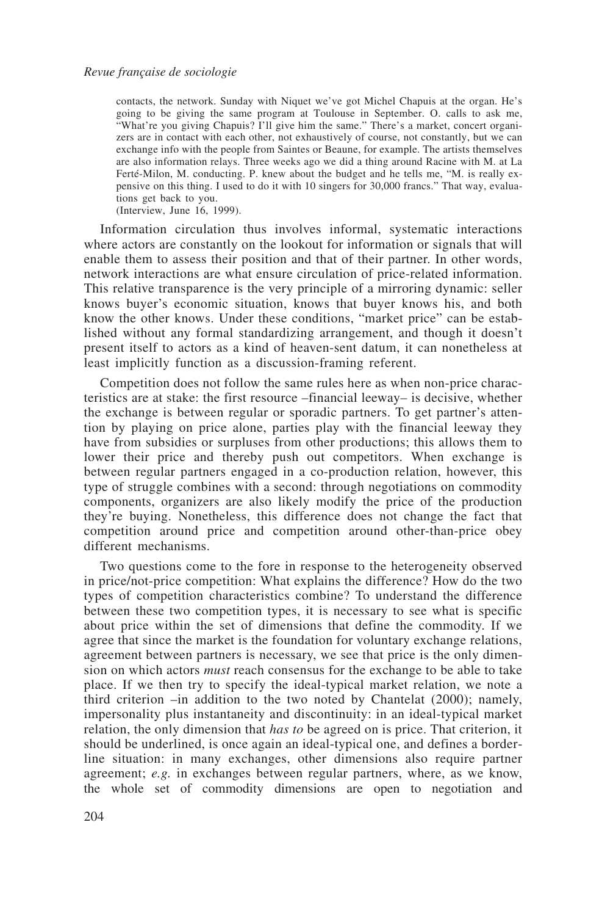> contacts, the network. Sunday with Niquet we've got Michel Chapuis at the organ. He's going to be giving the same program at Toulouse in September. O. calls to ask me, "What're you giving Chapuis? I'll give him the same." There's a market, concert organizers are in contact with each other, not exhaustively of course, not constantly, but we can exchange info with the people from Saintes or Beaune, for example. The artists themselves are also information relays. Three weeks ago we did a thing around Racine with M. at La Ferté-Milon, M. conducting. P. knew about the budget and he tells me, "M. is really expensive on this thing. I used to do it with 10 singers for 30,000 francs." That way, evaluations get back to you.
> (Interview, June 16, 1999).

Information circulation thus involves informal, systematic interactions where actors are constantly on the lookout for information or signals that will enable them to assess their position and that of their partner. In other words, network interactions are what ensure circulation of price-related information. This relative transparence is the very principle of a mirroring dynamic: seller knows buyer's economic situation, knows that buyer knows his, and both know the other knows. Under these conditions, "market price" can be established without any formal standardizing arrangement, and though it doesn't present itself to actors as a kind of heaven-sent datum, it can nonetheless at least implicitly function as a discussion-framing referent.

Competition does not follow the same rules here as when non-price characteristics are at stake: the first resource –financial leeway– is decisive, whether the exchange is between regular or sporadic partners. To get partner's attention by playing on price alone, parties play with the financial leeway they have from subsidies or surpluses from other productions; this allows them to lower their price and thereby push out competitors. When exchange is between regular partners engaged in a co-production relation, however, this type of struggle combines with a second: through negotiations on commodity components, organizers are also likely modify the price of the production they're buying. Nonetheless, this difference does not change the fact that competition around price and competition around other-than-price obey different mechanisms.

Two questions come to the fore in response to the heterogeneity observed in price/not-price competition: What explains the difference? How do the two types of competition characteristics combine? To understand the difference between these two competition types, it is necessary to see what is specific about price within the set of dimensions that define the commodity. If we agree that since the market is the foundation for voluntary exchange relations, agreement between partners is necessary, we see that price is the only dimension on which actors *must* reach consensus for the exchange to be able to take place. If we then try to specify the ideal-typical market relation, we note a third criterion –in addition to the two noted by Chantelat (2000); namely, impersonality plus instantaneity and discontinuity: in an ideal-typical market relation, the only dimension that *has to* be agreed on is price. That criterion, it should be underlined, is once again an ideal-typical one, and defines a borderline situation: in many exchanges, other dimensions also require partner agreement; *e.g.* in exchanges between regular partners, where, as we know, the whole set of commodity dimensions are open to negotiation and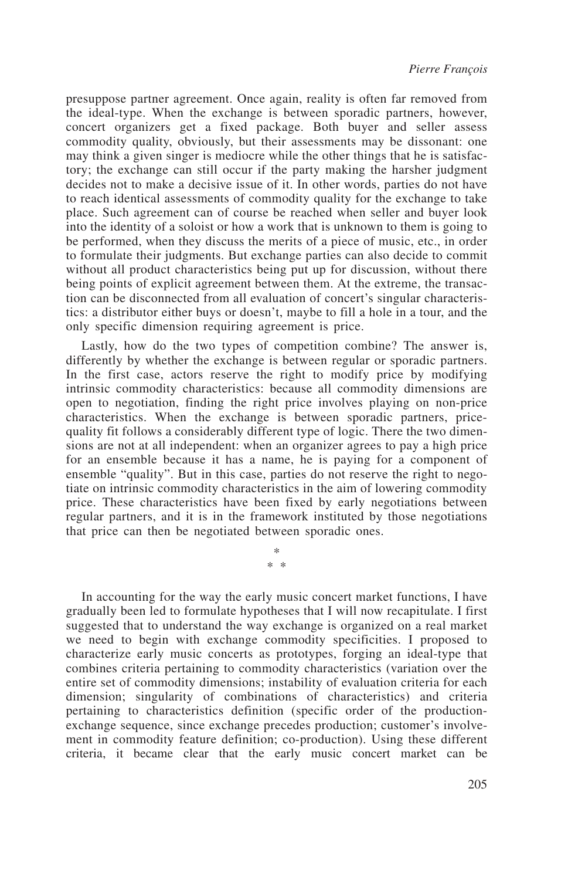presuppose partner agreement. Once again, reality is often far removed from the ideal-type. When the exchange is between sporadic partners, however, concert organizers get a fixed package. Both buyer and seller assess commodity quality, obviously, but their assessments may be dissonant: one may think a given singer is mediocre while the other things that he is satisfactory; the exchange can still occur if the party making the harsher judgment decides not to make a decisive issue of it. In other words, parties do not have to reach identical assessments of commodity quality for the exchange to take place. Such agreement can of course be reached when seller and buyer look into the identity of a soloist or how a work that is unknown to them is going to be performed, when they discuss the merits of a piece of music, etc., in order to formulate their judgments. But exchange parties can also decide to commit without all product characteristics being put up for discussion, without there being points of explicit agreement between them. At the extreme, the transaction can be disconnected from all evaluation of concert's singular characteristics: a distributor either buys or doesn't, maybe to fill a hole in a tour, and the only specific dimension requiring agreement is price.

Lastly, how do the two types of competition combine? The answer is, differently by whether the exchange is between regular or sporadic partners. In the first case, actors reserve the right to modify price by modifying intrinsic commodity characteristics: because all commodity dimensions are open to negotiation, finding the right price involves playing on non-price characteristics. When the exchange is between sporadic partners, price-quality fit follows a considerably different type of logic. There the two dimensions are not at all independent: when an organizer agrees to pay a high price for an ensemble because it has a name, he is paying for a component of ensemble "quality". But in this case, parties do not reserve the right to negotiate on intrinsic commodity characteristics in the aim of lowering commodity price. These characteristics have been fixed by early negotiations between regular partners, and it is in the framework instituted by those negotiations that price can then be negotiated between sporadic ones.

\*
\* \*

In accounting for the way the early music concert market functions, I have gradually been led to formulate hypotheses that I will now recapitulate. I first suggested that to understand the way exchange is organized on a real market we need to begin with exchange commodity specificities. I proposed to characterize early music concerts as prototypes, forging an ideal-type that combines criteria pertaining to commodity characteristics (variation over the entire set of commodity dimensions; instability of evaluation criteria for each dimension; singularity of combinations of characteristics) and criteria pertaining to characteristics definition (specific order of the production-exchange sequence, since exchange precedes production; customer's involvement in commodity feature definition; co-production). Using these different criteria, it became clear that the early music concert market can be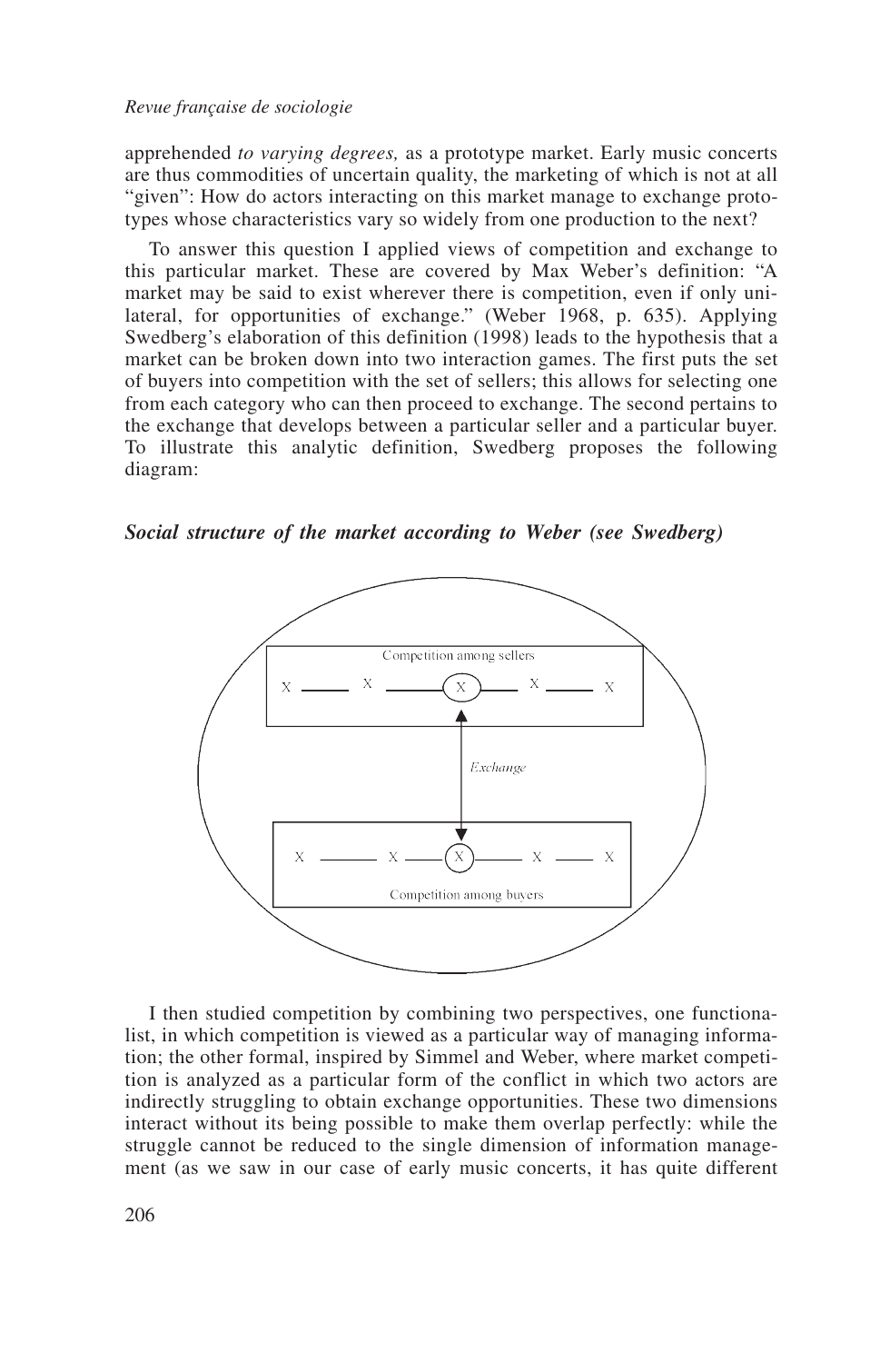apprehended *to varying degrees,* as a prototype market. Early music concerts are thus commodities of uncertain quality, the marketing of which is not at all "given": How do actors interacting on this market manage to exchange prototypes whose characteristics vary so widely from one production to the next?

To answer this question I applied views of competition and exchange to this particular market. These are covered by Max Weber's definition: "A market may be said to exist wherever there is competition, even if only unilateral, for opportunities of exchange." (Weber 1968, p. 635). Applying Swedberg's elaboration of this definition (1998) leads to the hypothesis that a market can be broken down into two interaction games. The first puts the set of buyers into competition with the set of sellers; this allows for selecting one from each category who can then proceed to exchange. The second pertains to the exchange that develops between a particular seller and a particular buyer. To illustrate this analytic definition, Swedberg proposes the following diagram:

***Social structure of the market according to Weber (see Swedberg)***

Competition among sellers

X X X X X

*Exchange*

X X X X X

Competition among buyers

I then studied competition by combining two perspectives, one functionalist, in which competition is viewed as a particular way of managing information; the other formal, inspired by Simmel and Weber, where market competition is analyzed as a particular form of the conflict in which two actors are indirectly struggling to obtain exchange opportunities. These two dimensions interact without its being possible to make them overlap perfectly: while the struggle cannot be reduced to the single dimension of information management (as we saw in our case of early music concerts, it has quite different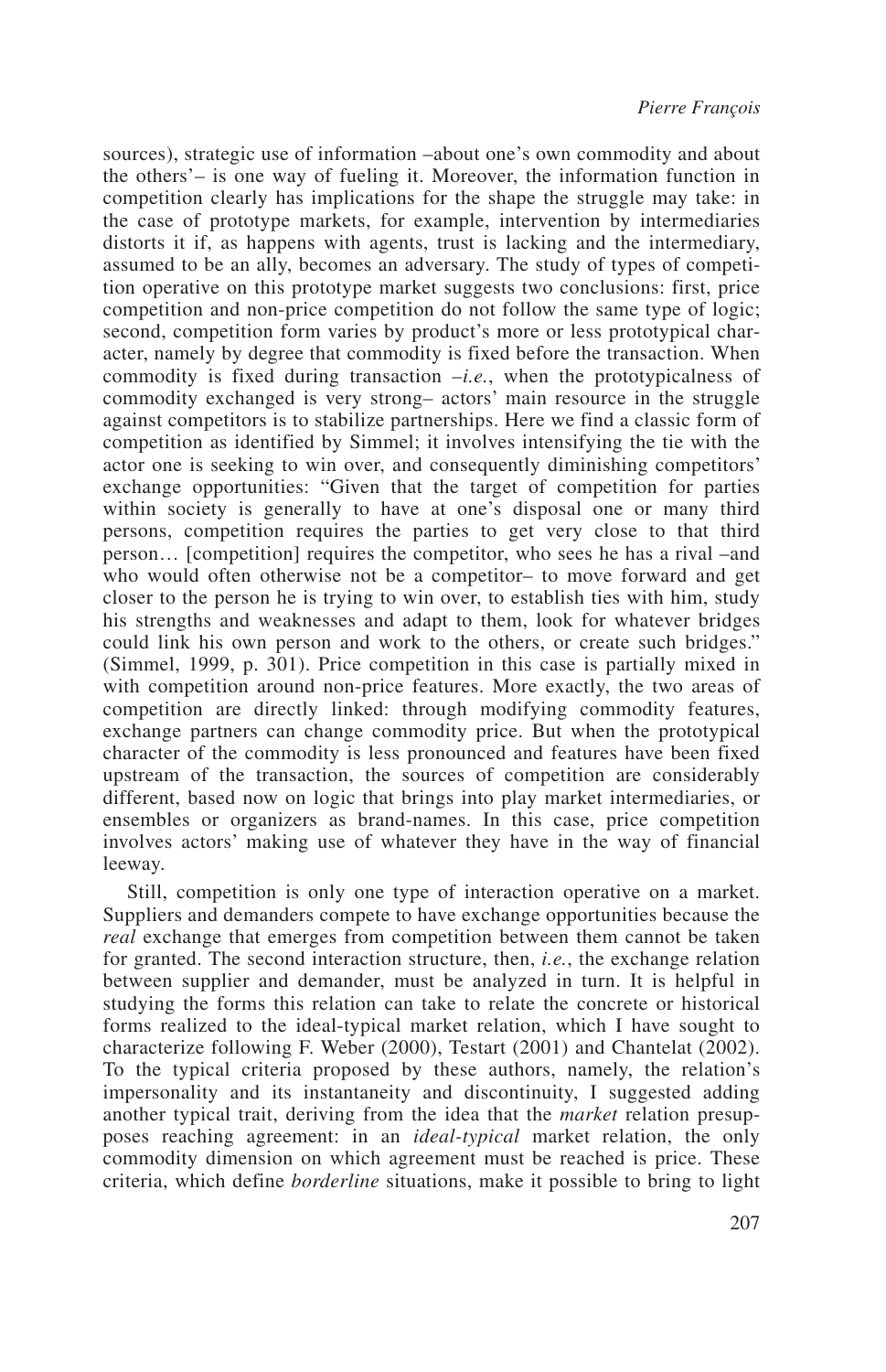sources), strategic use of information –about one's own commodity and about the others'– is one way of fueling it. Moreover, the information function in competition clearly has implications for the shape the struggle may take: in the case of prototype markets, for example, intervention by intermediaries distorts it if, as happens with agents, trust is lacking and the intermediary, assumed to be an ally, becomes an adversary. The study of types of competition operative on this prototype market suggests two conclusions: first, price competition and non-price competition do not follow the same type of logic; second, competition form varies by product's more or less prototypical character, namely by degree that commodity is fixed before the transaction. When commodity is fixed during transaction –*i.e.*, when the prototypicalness of commodity exchanged is very strong– actors' main resource in the struggle against competitors is to stabilize partnerships. Here we find a classic form of competition as identified by Simmel; it involves intensifying the tie with the actor one is seeking to win over, and consequently diminishing competitors' exchange opportunities: "Given that the target of competition for parties within society is generally to have at one's disposal one or many third persons, competition requires the parties to get very close to that third person… [competition] requires the competitor, who sees he has a rival –and who would often otherwise not be a competitor– to move forward and get closer to the person he is trying to win over, to establish ties with him, study his strengths and weaknesses and adapt to them, look for whatever bridges could link his own person and work to the others, or create such bridges." (Simmel, 1999, p. 301). Price competition in this case is partially mixed in with competition around non-price features. More exactly, the two areas of competition are directly linked: through modifying commodity features, exchange partners can change commodity price. But when the prototypical character of the commodity is less pronounced and features have been fixed upstream of the transaction, the sources of competition are considerably different, based now on logic that brings into play market intermediaries, or ensembles or organizers as brand-names. In this case, price competition involves actors' making use of whatever they have in the way of financial leeway.

Still, competition is only one type of interaction operative on a market. Suppliers and demanders compete to have exchange opportunities because the *real* exchange that emerges from competition between them cannot be taken for granted. The second interaction structure, then, *i.e.*, the exchange relation between supplier and demander, must be analyzed in turn. It is helpful in studying the forms this relation can take to relate the concrete or historical forms realized to the ideal-typical market relation, which I have sought to characterize following F. Weber (2000), Testart (2001) and Chantelat (2002). To the typical criteria proposed by these authors, namely, the relation's impersonality and its instantaneity and discontinuity, I suggested adding another typical trait, deriving from the idea that the *market* relation presupposes reaching agreement: in an *ideal-typical* market relation, the only commodity dimension on which agreement must be reached is price. These criteria, which define *borderline* situations, make it possible to bring to light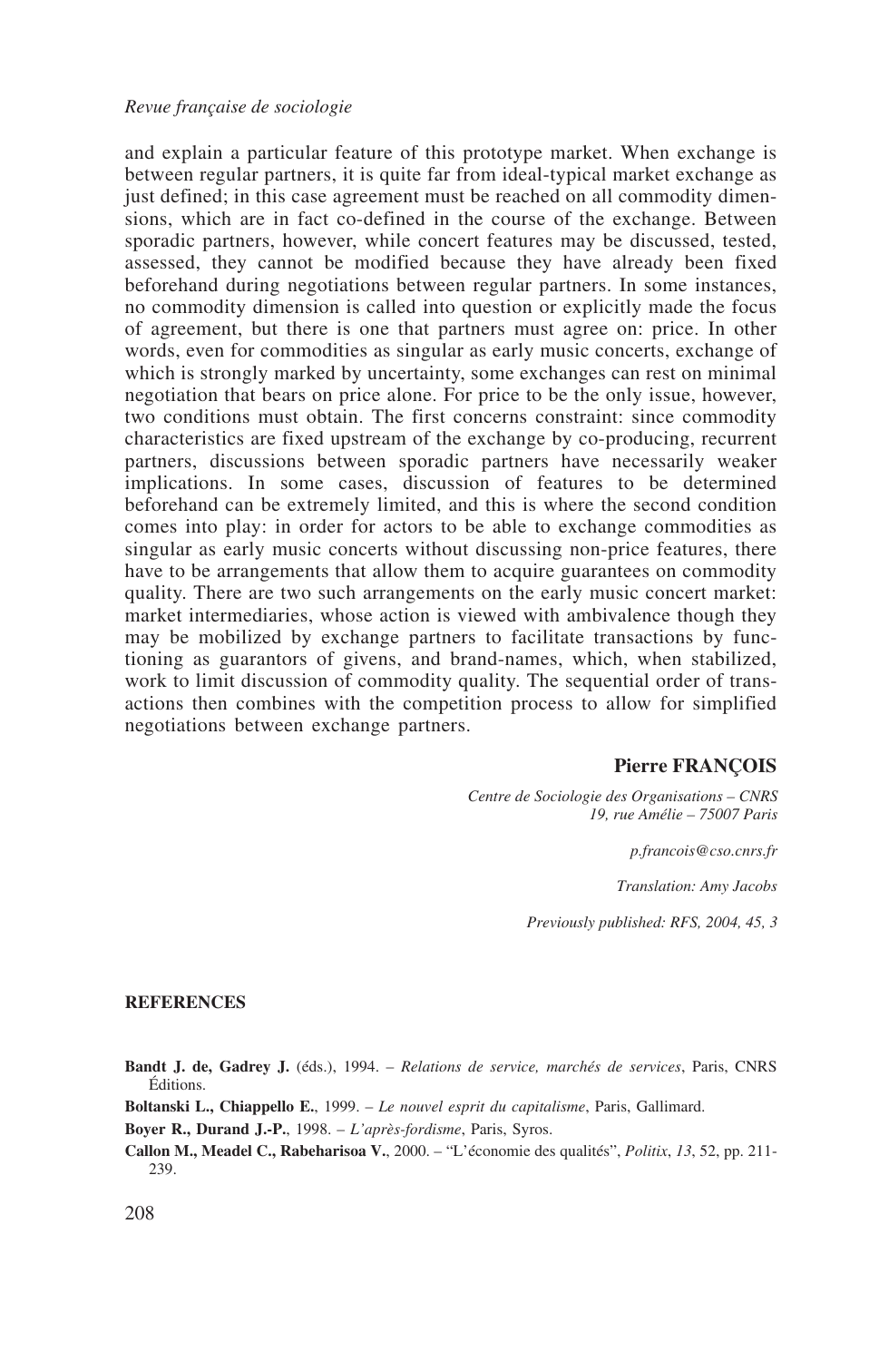and explain a particular feature of this prototype market. When exchange is between regular partners, it is quite far from ideal-typical market exchange as just defined; in this case agreement must be reached on all commodity dimensions, which are in fact co-defined in the course of the exchange. Between sporadic partners, however, while concert features may be discussed, tested, assessed, they cannot be modified because they have already been fixed beforehand during negotiations between regular partners. In some instances, no commodity dimension is called into question or explicitly made the focus of agreement, but there is one that partners must agree on: price. In other words, even for commodities as singular as early music concerts, exchange of which is strongly marked by uncertainty, some exchanges can rest on minimal negotiation that bears on price alone. For price to be the only issue, however, two conditions must obtain. The first concerns constraint: since commodity characteristics are fixed upstream of the exchange by co-producing, recurrent partners, discussions between sporadic partners have necessarily weaker implications. In some cases, discussion of features to be determined beforehand can be extremely limited, and this is where the second condition comes into play: in order for actors to be able to exchange commodities as singular as early music concerts without discussing non-price features, there have to be arrangements that allow them to acquire guarantees on commodity quality. There are two such arrangements on the early music concert market: market intermediaries, whose action is viewed with ambivalence though they may be mobilized by exchange partners to facilitate transactions by functioning as guarantors of givens, and brand-names, which, when stabilized, work to limit discussion of commodity quality. The sequential order of transactions then combines with the competition process to allow for simplified negotiations between exchange partners.

**Pierre FRANÇOIS**

*Centre de Sociologie des Organisations – CNRS*
*19, rue Amélie – 75007 Paris*

*p.francois@cso.cnrs.fr*

*Translation: Amy Jacobs*

*Previously published: RFS, 2004, 45, 3*

**REFERENCES**

**Bandt J. de, Gadrey J.** (éds.), 1994. – *Relations de service, marchés de services*, Paris, CNRS Éditions.

**Boltanski L., Chiappello E.**, 1999. – *Le nouvel esprit du capitalisme*, Paris, Gallimard.

**Boyer R., Durand J.-P.**, 1998. – *L'après-fordisme*, Paris, Syros.

**Callon M., Meadel C., Rabeharisoa V.**, 2000. – "L'économie des qualités", *Politix*, *13*, 52, pp. 211-239.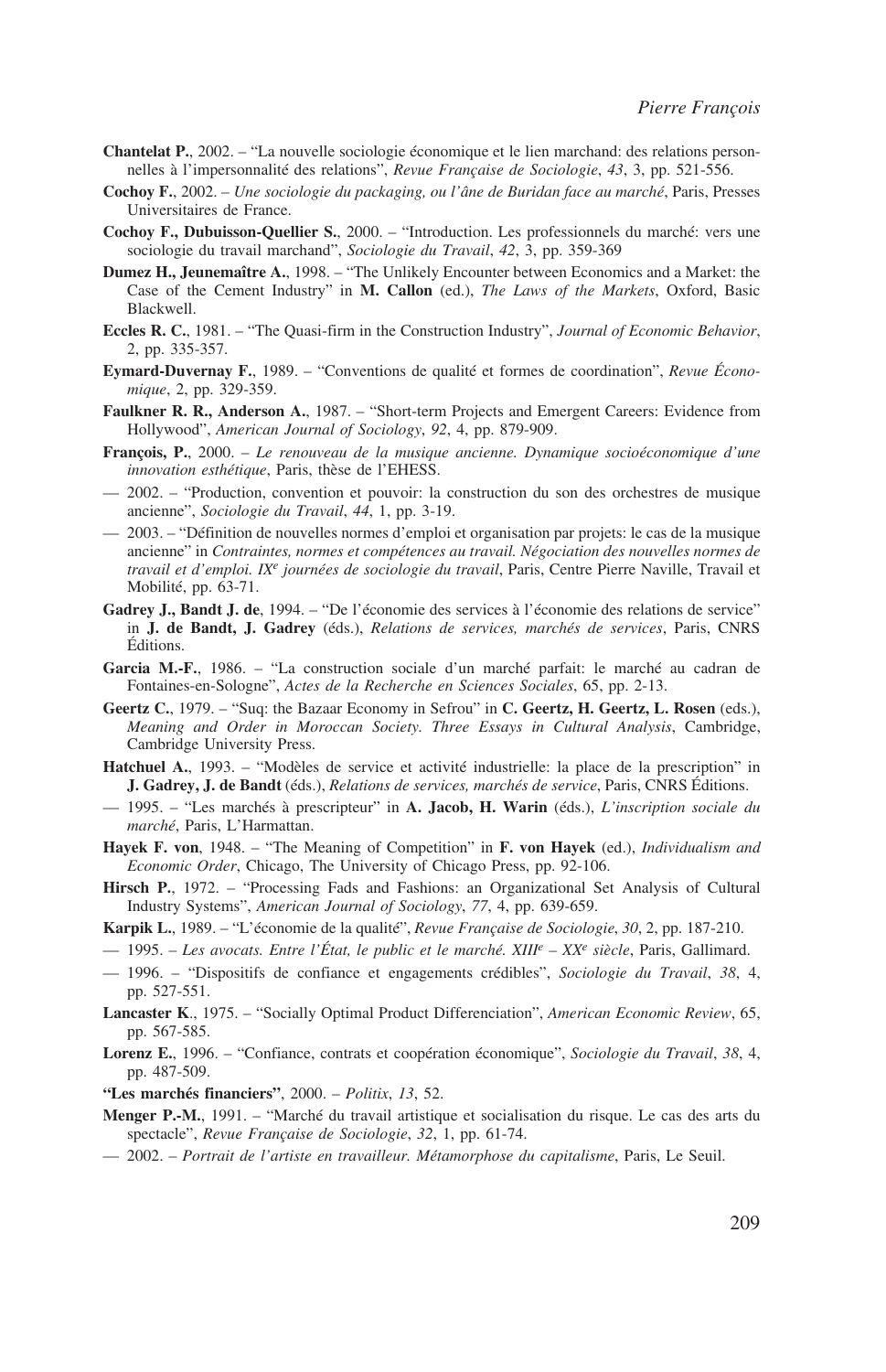**Chantelat P.**, 2002. – "La nouvelle sociologie économique et le lien marchand: des relations personnelles à l'impersonnalité des relations", *Revue Française de Sociologie*, *43*, 3, pp. 521-556.

**Cochoy F.**, 2002. – *Une sociologie du packaging, ou l'âne de Buridan face au marché*, Paris, Presses Universitaires de France.

**Cochoy F., Dubuisson-Quellier S.**, 2000. – "Introduction. Les professionnels du marché: vers une sociologie du travail marchand", *Sociologie du Travail*, *42*, 3, pp. 359-369

**Dumez H., Jeunemaître A.**, 1998. – "The Unlikely Encounter between Economics and a Market: the Case of the Cement Industry" in **M. Callon** (ed.), *The Laws of the Markets*, Oxford, Basic Blackwell.

**Eccles R. C.**, 1981. – "The Quasi-firm in the Construction Industry", *Journal of Economic Behavior*, 2, pp. 335-357.

**Eymard-Duvernay F.**, 1989. – "Conventions de qualité et formes de coordination", *Revue Économique*, 2, pp. 329-359.

**Faulkner R. R., Anderson A.**, 1987. – "Short-term Projects and Emergent Careers: Evidence from Hollywood", *American Journal of Sociology*, *92*, 4, pp. 879-909.

**François, P.**, 2000. – *Le renouveau de la musique ancienne. Dynamique socioéconomique d'une innovation esthétique*, Paris, thèse de l'EHESS.

— 2002. – "Production, convention et pouvoir: la construction du son des orchestres de musique ancienne", *Sociologie du Travail*, *44*, 1, pp. 3-19.

— 2003. – "Définition de nouvelles normes d'emploi et organisation par projets: le cas de la musique ancienne" in *Contraintes, normes et compétences au travail. Négociation des nouvelles normes de travail et d'emploi. IXe journées de sociologie du travail*, Paris, Centre Pierre Naville, Travail et Mobilité, pp. 63-71.

**Gadrey J., Bandt J. de**, 1994. – "De l'économie des services à l'économie des relations de service" in **J. de Bandt, J. Gadrey** (éds.), *Relations de services, marchés de services*, Paris, CNRS Éditions.

**Garcia M.-F.**, 1986. – "La construction sociale d'un marché parfait: le marché au cadran de Fontaines-en-Sologne", *Actes de la Recherche en Sciences Sociales*, 65, pp. 2-13.

**Geertz C.**, 1979. – "Suq: the Bazaar Economy in Sefrou" in **C. Geertz, H. Geertz, L. Rosen** (eds.), *Meaning and Order in Moroccan Society. Three Essays in Cultural Analysis*, Cambridge, Cambridge University Press.

**Hatchuel A.**, 1993. – "Modèles de service et activité industrielle: la place de la prescription" in **J. Gadrey, J. de Bandt** (éds.), *Relations de services, marchés de service*, Paris, CNRS Éditions.

— 1995. – "Les marchés à prescripteur" in **A. Jacob, H. Warin** (éds.), *L'inscription sociale du marché*, Paris, L'Harmattan.

**Hayek F. von**, 1948. – "The Meaning of Competition" in **F. von Hayek** (ed.), *Individualism and Economic Order*, Chicago, The University of Chicago Press, pp. 92-106.

**Hirsch P.**, 1972. – "Processing Fads and Fashions: an Organizational Set Analysis of Cultural Industry Systems", *American Journal of Sociology*, *77*, 4, pp. 639-659.

**Karpik L.**, 1989. – "L'économie de la qualité", *Revue Française de Sociologie*, *30*, 2, pp. 187-210.

— 1995. – *Les avocats. Entre l'État, le public et le marché. XIIIe – XXe siècle*, Paris, Gallimard.

— 1996. – "Dispositifs de confiance et engagements crédibles", *Sociologie du Travail*, *38*, 4, pp. 527-551.

**Lancaster K**., 1975. – "Socially Optimal Product Differenciation", *American Economic Review*, 65, pp. 567-585.

**Lorenz E.**, 1996. – "Confiance, contrats et coopération économique", *Sociologie du Travail*, *38*, 4, pp. 487-509.

**"Les marchés financiers"**, 2000. – *Politix*, *13*, 52.

**Menger P.-M.**, 1991. – "Marché du travail artistique et socialisation du risque. Le cas des arts du spectacle", *Revue Française de Sociologie*, *32*, 1, pp. 61-74.

— 2002. – *Portrait de l'artiste en travailleur. Métamorphose du capitalisme*, Paris, Le Seuil.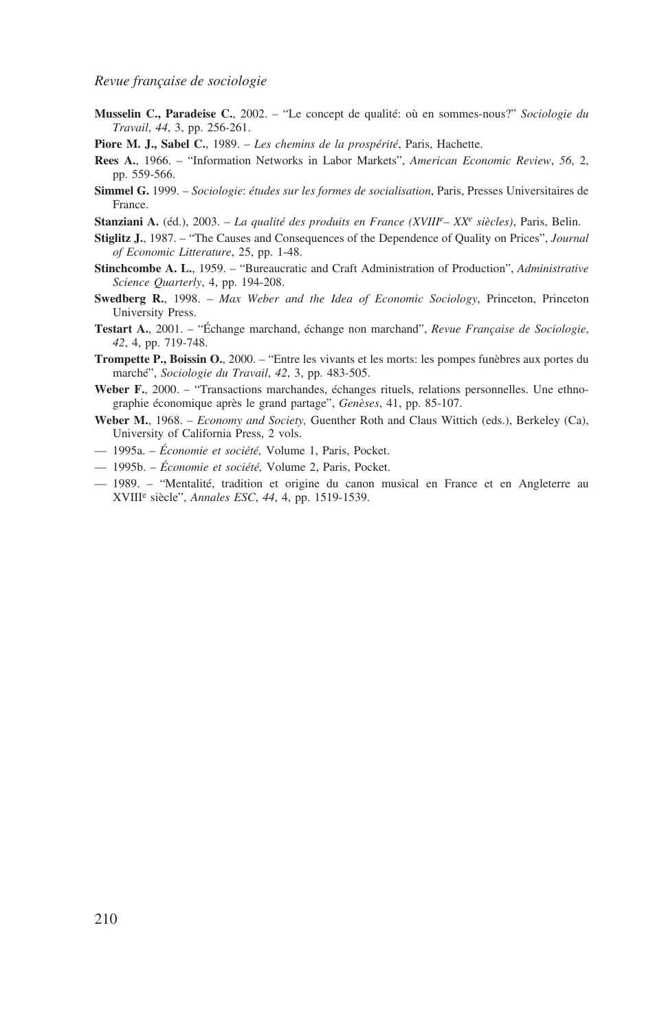**Musselin C., Paradeise C.**, 2002. – "Le concept de qualité: où en sommes-nous?" *Sociologie du Travail*, *44*, 3, pp. 256-261.

**Piore M. J., Sabel C.**, 1989. – *Les chemins de la prospérité*, Paris, Hachette.

**Rees A.**, 1966. – "Information Networks in Labor Markets", *American Economic Review*, *56*, 2, pp. 559-566.

**Simmel G.** 1999. – *Sociologie*: *études sur les formes de socialisation*, Paris, Presses Universitaires de France.

**Stanziani A.** (éd.), 2003. – *La qualité des produits en France (XVIII*e*– XX*e *siècles)*, Paris, Belin.

**Stiglitz J.**, 1987. – "The Causes and Consequences of the Dependence of Quality on Prices", *Journal of Economic Litterature*, 25, pp. 1-48.

**Stinchcombe A. L.**, 1959. – "Bureaucratic and Craft Administration of Production", *Administrative Science Quarterly*, 4, pp. 194-208.

**Swedberg R.**, 1998. – *Max Weber and the Idea of Economic Sociology*, Princeton, Princeton University Press.

**Testart A.**, 2001. – "Échange marchand, échange non marchand", *Revue Française de Sociologie*, *42*, 4, pp. 719-748.

**Trompette P., Boissin O.**, 2000. – "Entre les vivants et les morts: les pompes funèbres aux portes du marché", *Sociologie du Travail*, *42*, 3, pp. 483-505.

**Weber F.**, 2000. – "Transactions marchandes, échanges rituels, relations personnelles. Une ethnographie économique après le grand partage", *Genèses*, 41, pp. 85-107.

**Weber M.**, 1968. – *Economy and Society,* Guenther Roth and Claus Wittich (eds.), Berkeley (Ca), University of California Press, 2 vols.

— 1995a. – *Économie et société,* Volume 1, Paris, Pocket.

— 1995b. – *Économie et société,* Volume 2, Paris, Pocket.

— 1989. – "Mentalité, tradition et origine du canon musical en France et en Angleterre au XVIIIe siècle", *Annales ESC*, *44*, 4, pp. 1519-1539.